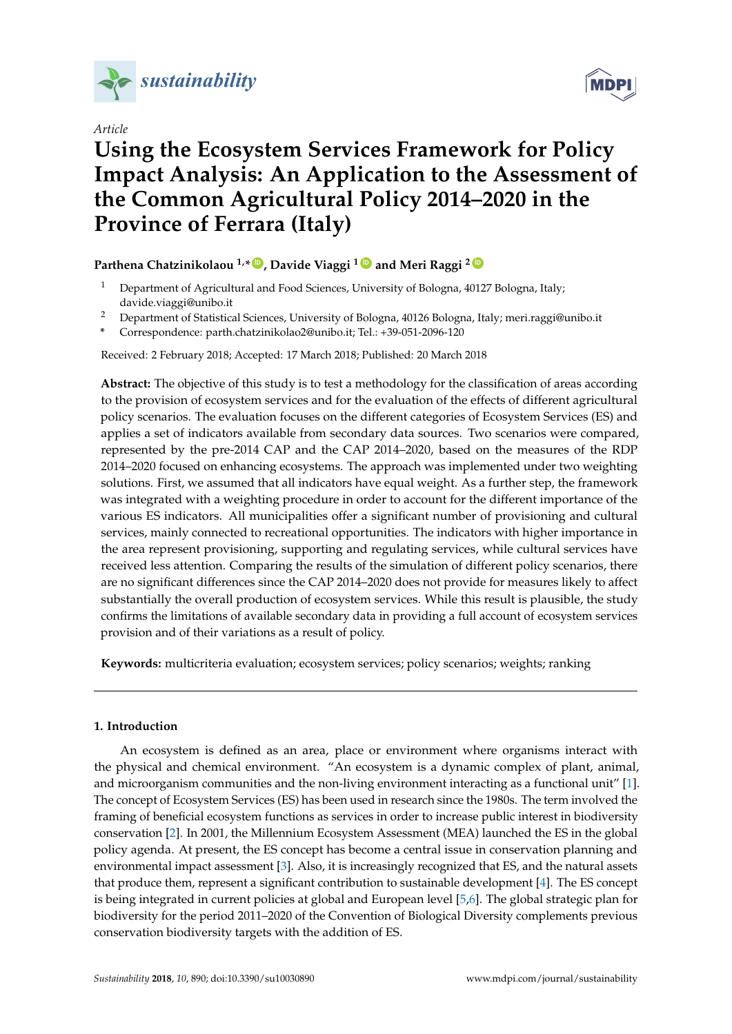*Article*

# Using the Ecosystem Services Framework for Policy Impact Analysis: An Application to the Assessment of the Common Agricultural Policy 2014–2020 in the Province of Ferrara (Italy)

**Parthena Chatzinikolaou [1,*], Davide Viaggi [1] and Meri Raggi [2]**

[1] Department of Agricultural and Food Sciences, University of Bologna, 40127 Bologna, Italy; davide.viaggi@unibo.it

[2] Department of Statistical Sciences, University of Bologna, 40126 Bologna, Italy; meri.raggi@unibo.it

\* Correspondence: parth.chatzinikolao2@unibo.it; Tel.: +39-051-2096-120

Received: 2 February 2018; Accepted: 17 March 2018; Published: 20 March 2018

**Abstract:** The objective of this study is to test a methodology for the classification of areas according to the provision of ecosystem services and for the evaluation of the effects of different agricultural policy scenarios. The evaluation focuses on the different categories of Ecosystem Services (ES) and applies a set of indicators available from secondary data sources. Two scenarios were compared, represented by the pre-2014 CAP and the CAP 2014–2020, based on the measures of the RDP 2014–2020 focused on enhancing ecosystems. The approach was implemented under two weighting solutions. First, we assumed that all indicators have equal weight. As a further step, the framework was integrated with a weighting procedure in order to account for the different importance of the various ES indicators. All municipalities offer a significant number of provisioning and cultural services, mainly connected to recreational opportunities. The indicators with higher importance in the area represent provisioning, supporting and regulating services, while cultural services have received less attention. Comparing the results of the simulation of different policy scenarios, there are no significant differences since the CAP 2014–2020 does not provide for measures likely to affect substantially the overall production of ecosystem services. While this result is plausible, the study confirms the limitations of available secondary data in providing a full account of ecosystem services provision and of their variations as a result of policy.

**Keywords:** multicriteria evaluation; ecosystem services; policy scenarios; weights; ranking

## 1. Introduction

An ecosystem is defined as an area, place or environment where organisms interact with the physical and chemical environment. "An ecosystem is a dynamic complex of plant, animal, and microorganism communities and the non-living environment interacting as a functional unit" [1]. The concept of Ecosystem Services (ES) has been used in research since the 1980s. The term involved the framing of beneficial ecosystem functions as services in order to increase public interest in biodiversity conservation [2]. In 2001, the Millennium Ecosystem Assessment (MEA) launched the ES in the global policy agenda. At present, the ES concept has become a central issue in conservation planning and environmental impact assessment [3]. Also, it is increasingly recognized that ES, and the natural assets that produce them, represent a significant contribution to sustainable development [4]. The ES concept is being integrated in current policies at global and European level [5,6]. The global strategic plan for biodiversity for the period 2011–2020 of the Convention of Biological Diversity complements previous conservation biodiversity targets with the addition of ES.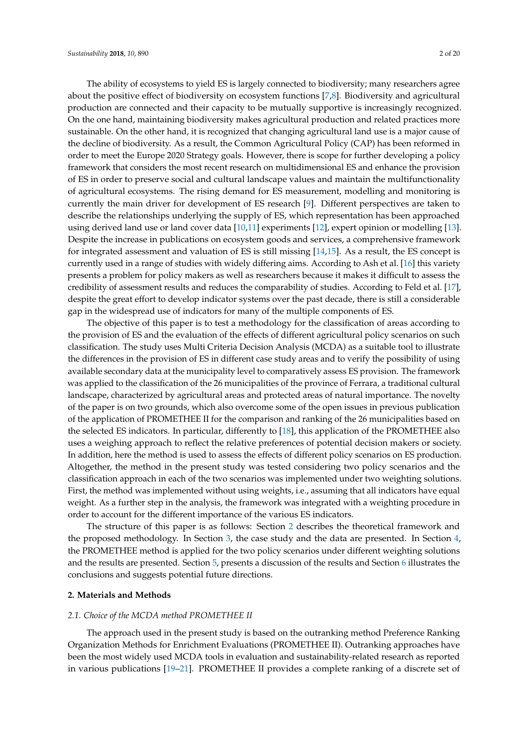The ability of ecosystems to yield ES is largely connected to biodiversity; many researchers agree about the positive effect of biodiversity on ecosystem functions [7,8]. Biodiversity and agricultural production are connected and their capacity to be mutually supportive is increasingly recognized. On the one hand, maintaining biodiversity makes agricultural production and related practices more sustainable. On the other hand, it is recognized that changing agricultural land use is a major cause of the decline of biodiversity. As a result, the Common Agricultural Policy (CAP) has been reformed in order to meet the Europe 2020 Strategy goals. However, there is scope for further developing a policy framework that considers the most recent research on multidimensional ES and enhance the provision of ES in order to preserve social and cultural landscape values and maintain the multifunctionality of agricultural ecosystems. The rising demand for ES measurement, modelling and monitoring is currently the main driver for development of ES research [9]. Different perspectives are taken to describe the relationships underlying the supply of ES, which representation has been approached using derived land use or land cover data [10,11] experiments [12], expert opinion or modelling [13]. Despite the increase in publications on ecosystem goods and services, a comprehensive framework for integrated assessment and valuation of ES is still missing [14,15]. As a result, the ES concept is currently used in a range of studies with widely differing aims. According to Ash et al. [16] this variety presents a problem for policy makers as well as researchers because it makes it difficult to assess the credibility of assessment results and reduces the comparability of studies. According to Feld et al. [17], despite the great effort to develop indicator systems over the past decade, there is still a considerable gap in the widespread use of indicators for many of the multiple components of ES.

The objective of this paper is to test a methodology for the classification of areas according to the provision of ES and the evaluation of the effects of different agricultural policy scenarios on such classification. The study uses Multi Criteria Decision Analysis (MCDA) as a suitable tool to illustrate the differences in the provision of ES in different case study areas and to verify the possibility of using available secondary data at the municipality level to comparatively assess ES provision. The framework was applied to the classification of the 26 municipalities of the province of Ferrara, a traditional cultural landscape, characterized by agricultural areas and protected areas of natural importance. The novelty of the paper is on two grounds, which also overcome some of the open issues in previous publication of the application of PROMETHEE II for the comparison and ranking of the 26 municipalities based on the selected ES indicators. In particular, differently to [18], this application of the PROMETHEE also uses a weighing approach to reflect the relative preferences of potential decision makers or society. In addition, here the method is used to assess the effects of different policy scenarios on ES production. Altogether, the method in the present study was tested considering two policy scenarios and the classification approach in each of the two scenarios was implemented under two weighting solutions. First, the method was implemented without using weights, i.e., assuming that all indicators have equal weight. As a further step in the analysis, the framework was integrated with a weighting procedure in order to account for the different importance of the various ES indicators.

The structure of this paper is as follows: Section 2 describes the theoretical framework and the proposed methodology. In Section 3, the case study and the data are presented. In Section 4, the PROMETHEE method is applied for the two policy scenarios under different weighting solutions and the results are presented. Section 5, presents a discussion of the results and Section 6 illustrates the conclusions and suggests potential future directions.

## 2. Materials and Methods

### 2.1. Choice of the MCDA method PROMETHEE II

The approach used in the present study is based on the outranking method Preference Ranking Organization Methods for Enrichment Evaluations (PROMETHEE II). Outranking approaches have been the most widely used MCDA tools in evaluation and sustainability-related research as reported in various publications [19–21]. PROMETHEE II provides a complete ranking of a discrete set of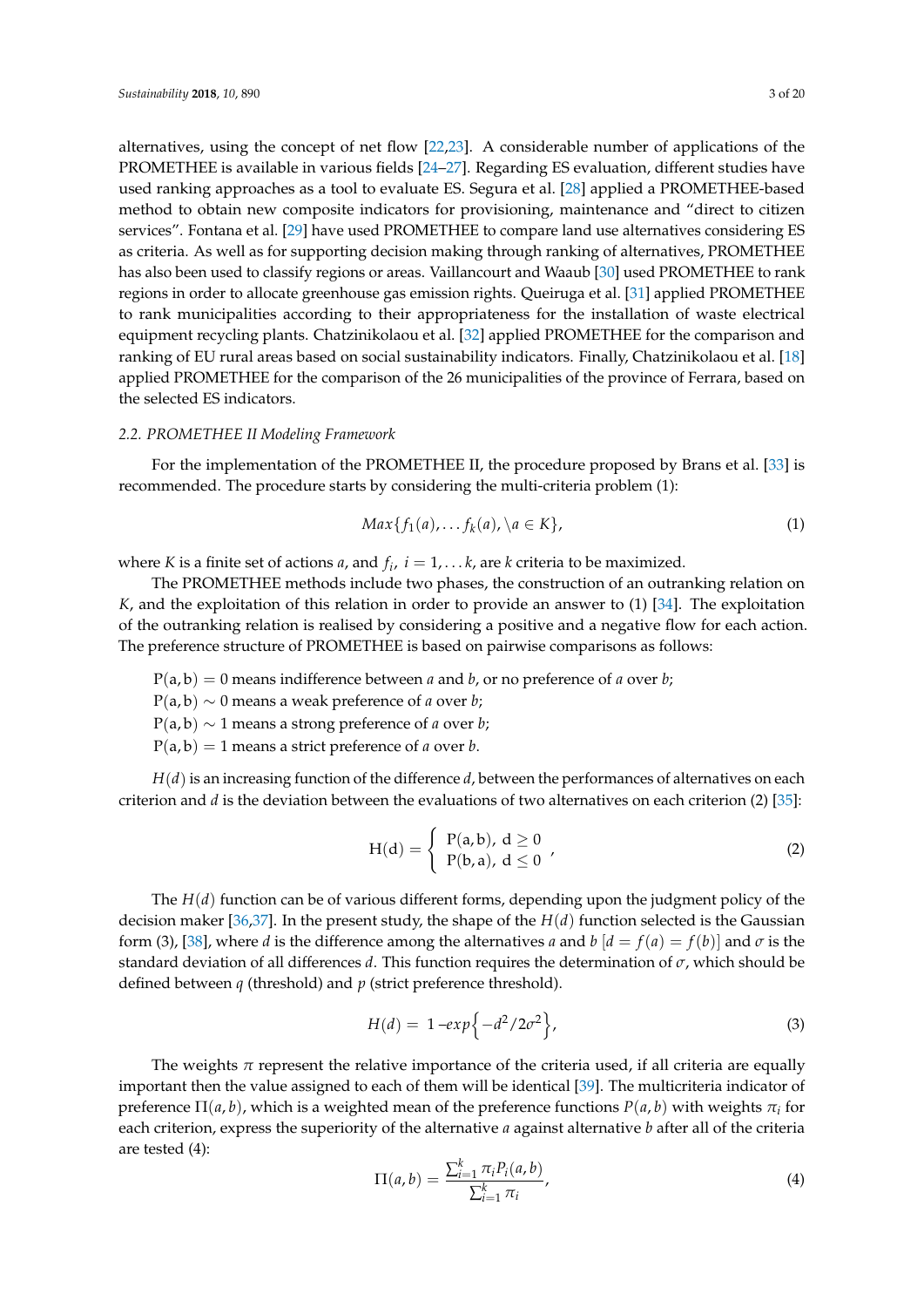alternatives, using the concept of net flow [22,23]. A considerable number of applications of the PROMETHEE is available in various fields [24–27]. Regarding ES evaluation, different studies have used ranking approaches as a tool to evaluate ES. Segura et al. [28] applied a PROMETHEE-based method to obtain new composite indicators for provisioning, maintenance and "direct to citizen services". Fontana et al. [29] have used PROMETHEE to compare land use alternatives considering ES as criteria. As well as for supporting decision making through ranking of alternatives, PROMETHEE has also been used to classify regions or areas. Vaillancourt and Waaub [30] used PROMETHEE to rank regions in order to allocate greenhouse gas emission rights. Queiruga et al. [31] applied PROMETHEE to rank municipalities according to their appropriateness for the installation of waste electrical equipment recycling plants. Chatzinikolaou et al. [32] applied PROMETHEE for the comparison and ranking of EU rural areas based on social sustainability indicators. Finally, Chatzinikolaou et al. [18] applied PROMETHEE for the comparison of the 26 municipalities of the province of Ferrara, based on the selected ES indicators.

### 2.2. PROMETHEE II Modeling Framework

For the implementation of the PROMETHEE II, the procedure proposed by Brans et al. [33] is recommended. The procedure starts by considering the multi-criteria problem (1):

$$Max\{f_1(a), \ldots f_k(a), \backslash a \in K\}, \tag{1}$$

where $K$ is a finite set of actions $a$, and $f_i$, $i = 1, \ldots k$, are $k$ criteria to be maximized.

The PROMETHEE methods include two phases, the construction of an outranking relation on $K$, and the exploitation of this relation in order to provide an answer to (1) [34]. The exploitation of the outranking relation is realised by considering a positive and a negative flow for each action. The preference structure of PROMETHEE is based on pairwise comparisons as follows:

$\mathrm{P(a, b)} = 0$ means indifference between $a$ and $b$, or no preference of $a$ over $b$;
$\mathrm{P(a, b)} \sim 0$ means a weak preference of $a$ over $b$;
$\mathrm{P(a, b)} \sim 1$ means a strong preference of $a$ over $b$;
$\mathrm{P(a, b)} = 1$ means a strict preference of $a$ over $b$.

$H(d)$ is an increasing function of the difference $d$, between the performances of alternatives on each criterion and $d$ is the deviation between the evaluations of two alternatives on each criterion (2) [35]:

$$\mathrm{H(d)} = \begin{cases} \mathrm{P(a, b)},\ \mathrm{d} \geq 0 \\ \mathrm{P(b, a)},\ \mathrm{d} \leq 0 \end{cases}, \tag{2}$$

The $H(d)$ function can be of various different forms, depending upon the judgment policy of the decision maker [36,37]. In the present study, the shape of the $H(d)$ function selected is the Gaussian form (3), [38], where $d$ is the difference among the alternatives $a$ and $b$ $[d = f(a) = f(b)]$ and $\sigma$ is the standard deviation of all differences $d$. This function requires the determination of $\sigma$, which should be defined between $q$ (threshold) and $p$ (strict preference threshold).

$$H(d) = 1 - exp\left\{-d^2/2\sigma^2\right\}, \tag{3}$$

The weights $\pi$ represent the relative importance of the criteria used, if all criteria are equally important then the value assigned to each of them will be identical [39]. The multicriteria indicator of preference $\Pi(a, b)$, which is a weighted mean of the preference functions $P(a, b)$ with weights $\pi_i$ for each criterion, express the superiority of the alternative $a$ against alternative $b$ after all of the criteria are tested (4):

$$\Pi(a, b) = \frac{\sum_{i=1}^{k} \pi_i P_i(a, b)}{\sum_{i=1}^{k} \pi_i}, \tag{4}$$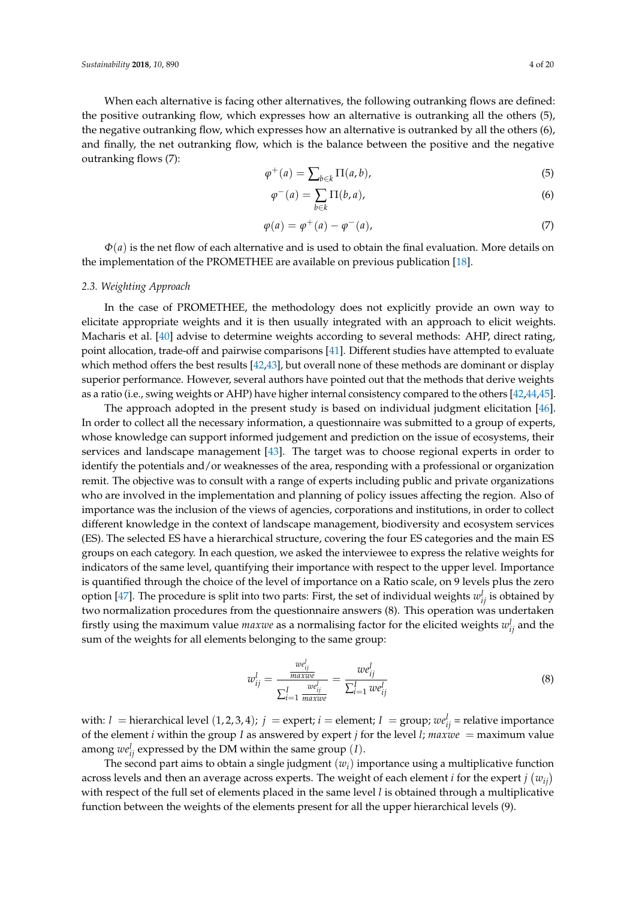When each alternative is facing other alternatives, the following outranking flows are defined: the positive outranking flow, which expresses how an alternative is outranking all the others (5), the negative outranking flow, which expresses how an alternative is outranked by all the others (6), and finally, the net outranking flow, which is the balance between the positive and the negative outranking flows (7):

$$\varphi^{+}(a) = \sum\nolimits_{b \in k} \Pi(a, b), \tag{5}$$

$$\varphi^{-}(a) = \sum_{b \in k} \Pi(b, a), \tag{6}$$

$$\varphi(a) = \varphi^{+}(a) - \varphi^{-}(a), \tag{7}$$

$\Phi(a)$ is the net flow of each alternative and is used to obtain the final evaluation. More details on the implementation of the PROMETHEE are available on previous publication [18].

### 2.3. Weighting Approach

In the case of PROMETHEE, the methodology does not explicitly provide an own way to elicitate appropriate weights and it is then usually integrated with an approach to elicit weights. Macharis et al. [40] advise to determine weights according to several methods: AHP, direct rating, point allocation, trade-off and pairwise comparisons [41]. Different studies have attempted to evaluate which method offers the best results [42,43], but overall none of these methods are dominant or display superior performance. However, several authors have pointed out that the methods that derive weights as a ratio (i.e., swing weights or AHP) have higher internal consistency compared to the others [42,44,45].

The approach adopted in the present study is based on individual judgment elicitation [46]. In order to collect all the necessary information, a questionnaire was submitted to a group of experts, whose knowledge can support informed judgement and prediction on the issue of ecosystems, their services and landscape management [43]. The target was to choose regional experts in order to identify the potentials and/or weaknesses of the area, responding with a professional or organization remit. The objective was to consult with a range of experts including public and private organizations who are involved in the implementation and planning of policy issues affecting the region. Also of importance was the inclusion of the views of agencies, corporations and institutions, in order to collect different knowledge in the context of landscape management, biodiversity and ecosystem services (ES). The selected ES have a hierarchical structure, covering the four ES categories and the main ES groups on each category. In each question, we asked the interviewee to express the relative weights for indicators of the same level, quantifying their importance with respect to the upper level. Importance is quantified through the choice of the level of importance on a Ratio scale, on 9 levels plus the zero option [47]. The procedure is split into two parts: First, the set of individual weights $w_{ij}^{l}$ is obtained by two normalization procedures from the questionnaire answers (8). This operation was undertaken firstly using the maximum value *maxwe* as a normalising factor for the elicited weights $w_{ij}^{l}$ and the sum of the weights for all elements belonging to the same group:

$$w_{ij}^{l} = \frac{\frac{we_{ij}^{l}}{maxwe}}{\sum_{i=1}^{I} \frac{we_{ij}^{l}}{maxwe}} = \frac{we_{ij}^{l}}{\sum_{i=1}^{I} we_{ij}^{l}} \tag{8}$$

with: $l$ = hierarchical level $(1, 2, 3, 4)$; $j$ = expert; $i$ = element; $I$ = group; $we_{ij}^{l}$ = relative importance of the element $i$ within the group $I$ as answered by expert $j$ for the level $l$; $maxwe$ = maximum value among $we_{ij}^{l}$ expressed by the DM within the same group $(I)$.

The second part aims to obtain a single judgment $(w_i)$ importance using a multiplicative function across levels and then an average across experts. The weight of each element $i$ for the expert $j$ $(w_{ij})$ with respect of the full set of elements placed in the same level $l$ is obtained through a multiplicative function between the weights of the elements present for all the upper hierarchical levels (9).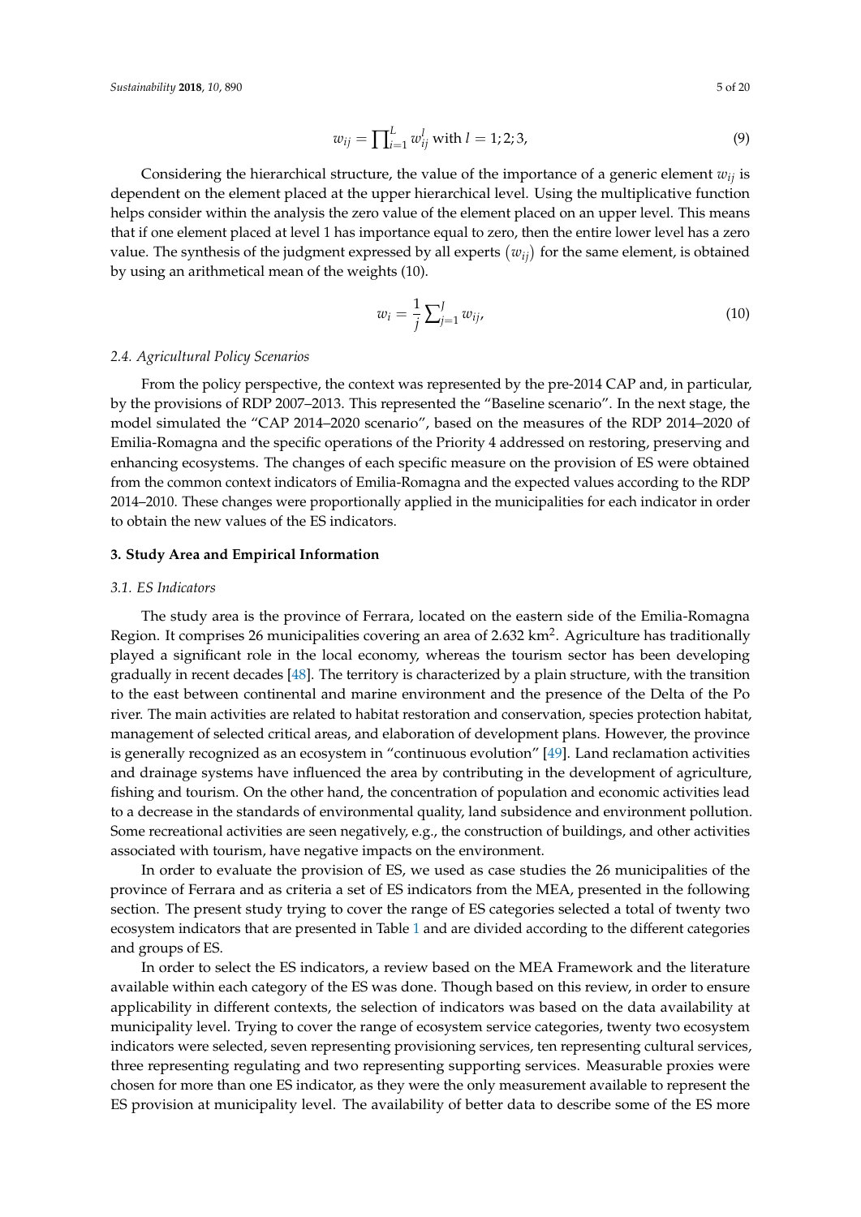$$w_{ij} = \prod_{i=1}^{L} w_{ij}^{l} \text{ with } l = 1;2;3, \tag{9}$$

Considering the hierarchical structure, the value of the importance of a generic element $w_{ij}$ is dependent on the element placed at the upper hierarchical level. Using the multiplicative function helps consider within the analysis the zero value of the element placed on an upper level. This means that if one element placed at level 1 has importance equal to zero, then the entire lower level has a zero value. The synthesis of the judgment expressed by all experts $(w_{ij})$ for the same element, is obtained by using an arithmetical mean of the weights (10).

$$w_i = \frac{1}{j} \sum_{j=1}^{J} w_{ij}, \tag{10}$$

### *2.4. Agricultural Policy Scenarios*

From the policy perspective, the context was represented by the pre-2014 CAP and, in particular, by the provisions of RDP 2007–2013. This represented the "Baseline scenario". In the next stage, the model simulated the "CAP 2014–2020 scenario", based on the measures of the RDP 2014–2020 of Emilia-Romagna and the specific operations of the Priority 4 addressed on restoring, preserving and enhancing ecosystems. The changes of each specific measure on the provision of ES were obtained from the common context indicators of Emilia-Romagna and the expected values according to the RDP 2014–2010. These changes were proportionally applied in the municipalities for each indicator in order to obtain the new values of the ES indicators.

## **3. Study Area and Empirical Information**

### *3.1. ES Indicators*

The study area is the province of Ferrara, located on the eastern side of the Emilia-Romagna Region. It comprises 26 municipalities covering an area of 2.632 km$^2$. Agriculture has traditionally played a significant role in the local economy, whereas the tourism sector has been developing gradually in recent decades [48]. The territory is characterized by a plain structure, with the transition to the east between continental and marine environment and the presence of the Delta of the Po river. The main activities are related to habitat restoration and conservation, species protection habitat, management of selected critical areas, and elaboration of development plans. However, the province is generally recognized as an ecosystem in "continuous evolution" [49]. Land reclamation activities and drainage systems have influenced the area by contributing in the development of agriculture, fishing and tourism. On the other hand, the concentration of population and economic activities lead to a decrease in the standards of environmental quality, land subsidence and environment pollution. Some recreational activities are seen negatively, e.g., the construction of buildings, and other activities associated with tourism, have negative impacts on the environment.

In order to evaluate the provision of ES, we used as case studies the 26 municipalities of the province of Ferrara and as criteria a set of ES indicators from the MEA, presented in the following section. The present study trying to cover the range of ES categories selected a total of twenty two ecosystem indicators that are presented in Table 1 and are divided according to the different categories and groups of ES.

In order to select the ES indicators, a review based on the MEA Framework and the literature available within each category of the ES was done. Though based on this review, in order to ensure applicability in different contexts, the selection of indicators was based on the data availability at municipality level. Trying to cover the range of ecosystem service categories, twenty two ecosystem indicators were selected, seven representing provisioning services, ten representing cultural services, three representing regulating and two representing supporting services. Measurable proxies were chosen for more than one ES indicator, as they were the only measurement available to represent the ES provision at municipality level. The availability of better data to describe some of the ES more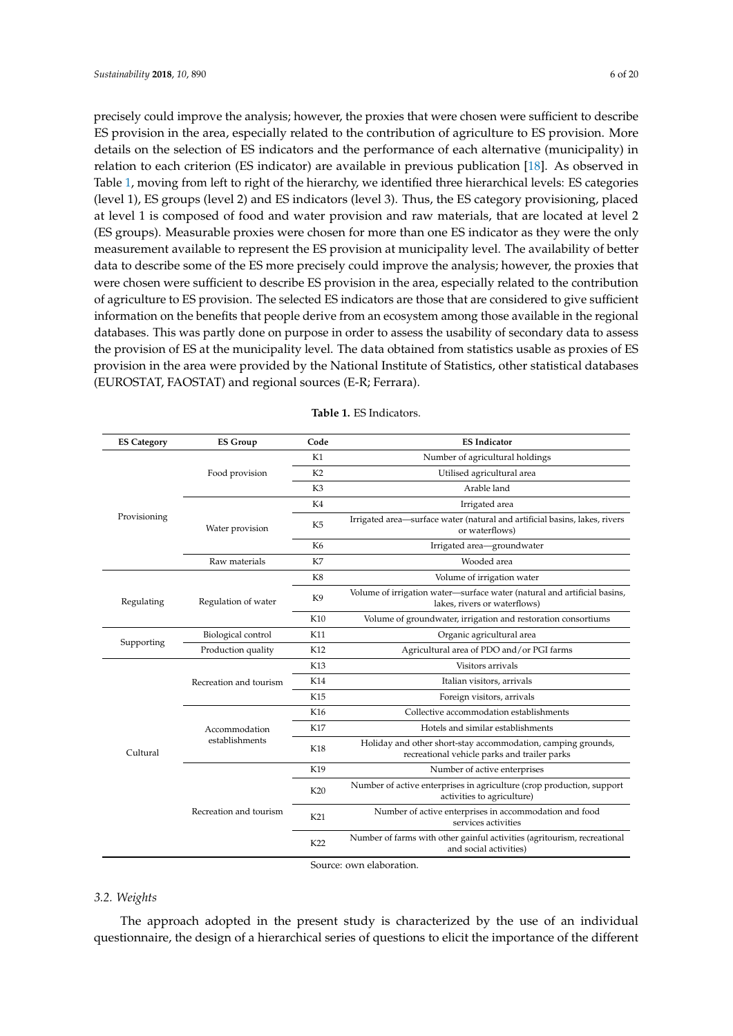precisely could improve the analysis; however, the proxies that were chosen were sufficient to describe ES provision in the area, especially related to the contribution of agriculture to ES provision. More details on the selection of ES indicators and the performance of each alternative (municipality) in relation to each criterion (ES indicator) are available in previous publication [18]. As observed in Table 1, moving from left to right of the hierarchy, we identified three hierarchical levels: ES categories (level 1), ES groups (level 2) and ES indicators (level 3). Thus, the ES category provisioning, placed at level 1 is composed of food and water provision and raw materials, that are located at level 2 (ES groups). Measurable proxies were chosen for more than one ES indicator as they were the only measurement available to represent the ES provision at municipality level. The availability of better data to describe some of the ES more precisely could improve the analysis; however, the proxies that were chosen were sufficient to describe ES provision in the area, especially related to the contribution of agriculture to ES provision. The selected ES indicators are those that are considered to give sufficient information on the benefits that people derive from an ecosystem among those available in the regional databases. This was partly done on purpose in order to assess the usability of secondary data to assess the provision of ES at the municipality level. The data obtained from statistics usable as proxies of ES provision in the area were provided by the National Institute of Statistics, other statistical databases (EUROSTAT, FAOSTAT) and regional sources (E-R; Ferrara).

**Table 1.** ES Indicators.

| ES Category | ES Group | Code | ES Indicator |
|---|---|---|---|
| Provisioning | Food provision | K1 | Number of agricultural holdings |
| | | K2 | Utilised agricultural area |
| | | K3 | Arable land |
| | Water provision | K4 | Irrigated area |
| | | K5 | Irrigated area—surface water (natural and artificial basins, lakes, rivers or waterflows) |
| | | K6 | Irrigated area—groundwater |
| | Raw materials | K7 | Wooded area |
| Regulating | Regulation of water | K8 | Volume of irrigation water |
| | | K9 | Volume of irrigation water—surface water (natural and artificial basins, lakes, rivers or waterflows) |
| | | K10 | Volume of groundwater, irrigation and restoration consortiums |
| Supporting | Biological control | K11 | Organic agricultural area |
| | Production quality | K12 | Agricultural area of PDO and/or PGI farms |
| Cultural | Recreation and tourism | K13 | Visitors arrivals |
| | | K14 | Italian visitors, arrivals |
| | | K15 | Foreign visitors, arrivals |
| | Accommodation establishments | K16 | Collective accommodation establishments |
| | | K17 | Hotels and similar establishments |
| | | K18 | Holiday and other short-stay accommodation, camping grounds, recreational vehicle parks and trailer parks |
| | Recreation and tourism | K19 | Number of active enterprises |
| | | K20 | Number of active enterprises in agriculture (crop production, support activities to agriculture) |
| | | K21 | Number of active enterprises in accommodation and food services activities |
| | | K22 | Number of farms with other gainful activities (agritourism, recreational and social activities) |

Source: own elaboration.

### 3.2. Weights

The approach adopted in the present study is characterized by the use of an individual questionnaire, the design of a hierarchical series of questions to elicit the importance of the different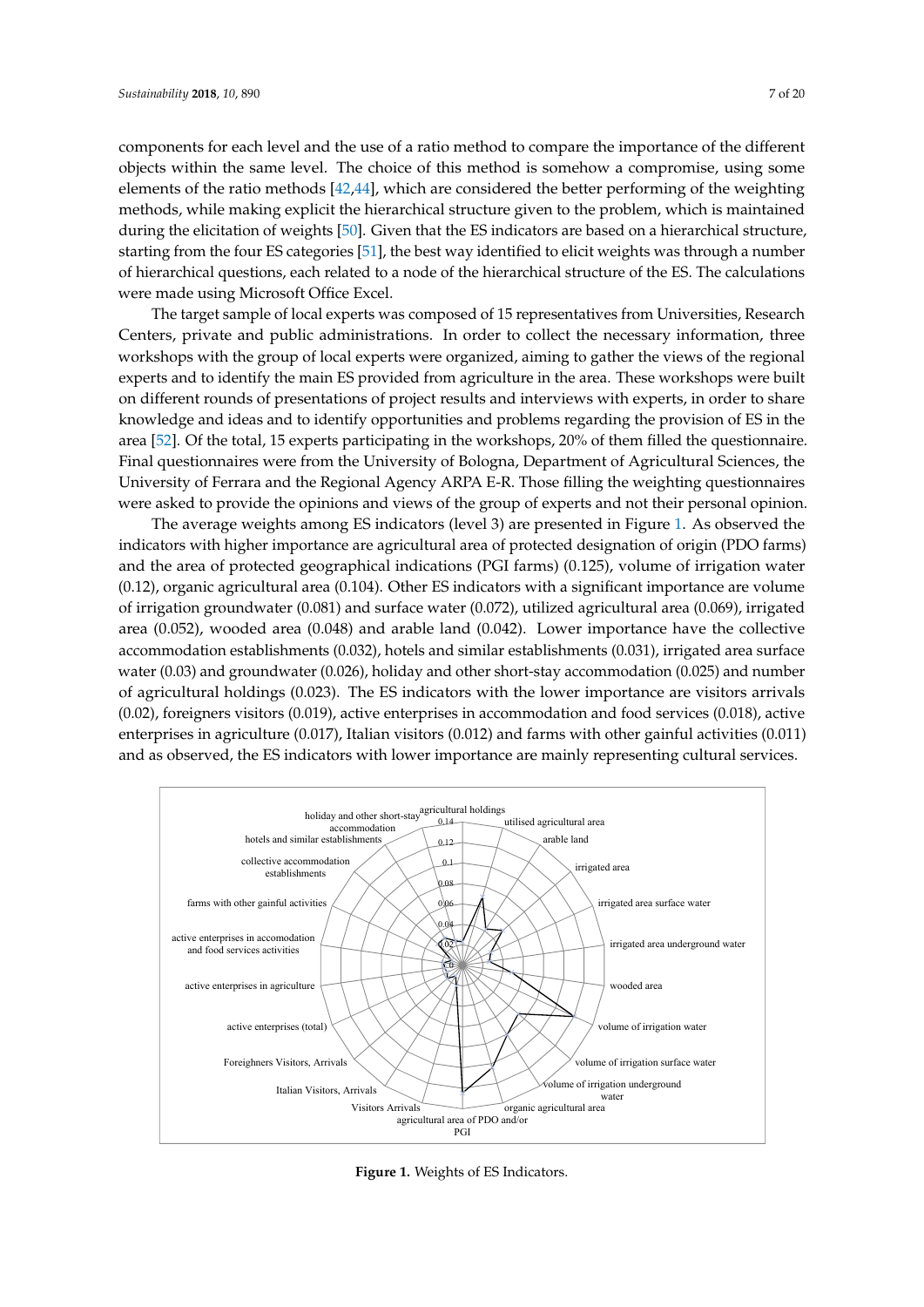components for each level and the use of a ratio method to compare the importance of the different objects within the same level. The choice of this method is somehow a compromise, using some elements of the ratio methods [42,44], which are considered the better performing of the weighting methods, while making explicit the hierarchical structure given to the problem, which is maintained during the elicitation of weights [50]. Given that the ES indicators are based on a hierarchical structure, starting from the four ES categories [51], the best way identified to elicit weights was through a number of hierarchical questions, each related to a node of the hierarchical structure of the ES. The calculations were made using Microsoft Office Excel.

The target sample of local experts was composed of 15 representatives from Universities, Research Centers, private and public administrations. In order to collect the necessary information, three workshops with the group of local experts were organized, aiming to gather the views of the regional experts and to identify the main ES provided from agriculture in the area. These workshops were built on different rounds of presentations of project results and interviews with experts, in order to share knowledge and ideas and to identify opportunities and problems regarding the provision of ES in the area [52]. Of the total, 15 experts participating in the workshops, 20% of them filled the questionnaire. Final questionnaires were from the University of Bologna, Department of Agricultural Sciences, the University of Ferrara and the Regional Agency ARPA E-R. Those filling the weighting questionnaires were asked to provide the opinions and views of the group of experts and not their personal opinion.

The average weights among ES indicators (level 3) are presented in Figure 1. As observed the indicators with higher importance are agricultural area of protected designation of origin (PDO farms) and the area of protected geographical indications (PGI farms) (0.125), volume of irrigation water (0.12), organic agricultural area (0.104). Other ES indicators with a significant importance are volume of irrigation groundwater (0.081) and surface water (0.072), utilized agricultural area (0.069), irrigated area (0.052), wooded area (0.048) and arable land (0.042). Lower importance have the collective accommodation establishments (0.032), hotels and similar establishments (0.031), irrigated area surface water (0.03) and groundwater (0.026), holiday and other short-stay accommodation (0.025) and number of agricultural holdings (0.023). The ES indicators with the lower importance are visitors arrivals (0.02), foreigners visitors (0.019), active enterprises in accommodation and food services (0.018), active enterprises in agriculture (0.017), Italian visitors (0.012) and farms with other gainful activities (0.011) and as observed, the ES indicators with lower importance are mainly representing cultural services.

**Figure 1.** Weights of ES Indicators.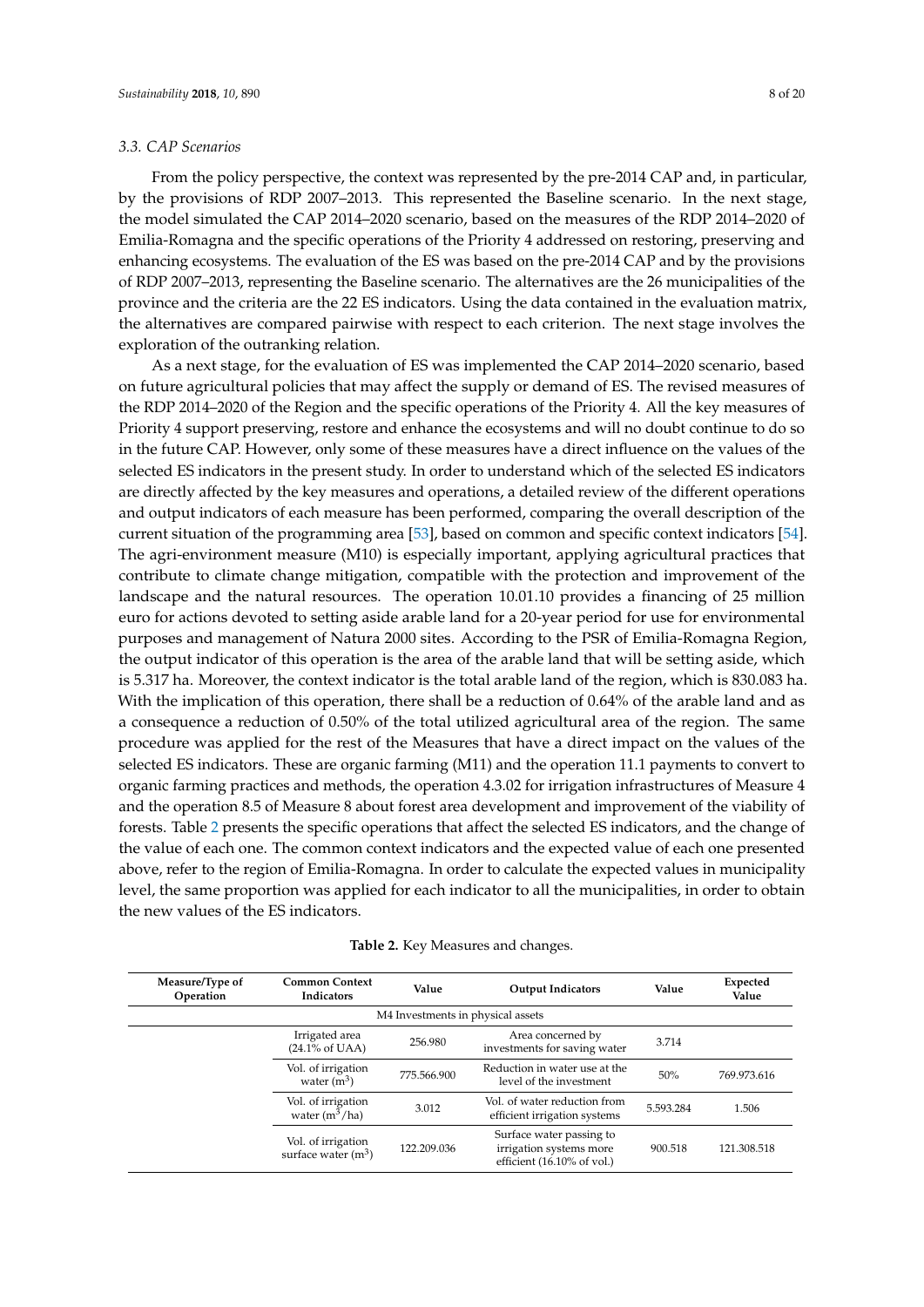### 3.3. CAP Scenarios

From the policy perspective, the context was represented by the pre-2014 CAP and, in particular, by the provisions of RDP 2007–2013. This represented the Baseline scenario. In the next stage, the model simulated the CAP 2014–2020 scenario, based on the measures of the RDP 2014–2020 of Emilia-Romagna and the specific operations of the Priority 4 addressed on restoring, preserving and enhancing ecosystems. The evaluation of the ES was based on the pre-2014 CAP and by the provisions of RDP 2007–2013, representing the Baseline scenario. The alternatives are the 26 municipalities of the province and the criteria are the 22 ES indicators. Using the data contained in the evaluation matrix, the alternatives are compared pairwise with respect to each criterion. The next stage involves the exploration of the outranking relation.

As a next stage, for the evaluation of ES was implemented the CAP 2014–2020 scenario, based on future agricultural policies that may affect the supply or demand of ES. The revised measures of the RDP 2014–2020 of the Region and the specific operations of the Priority 4. All the key measures of Priority 4 support preserving, restore and enhance the ecosystems and will no doubt continue to do so in the future CAP. However, only some of these measures have a direct influence on the values of the selected ES indicators in the present study. In order to understand which of the selected ES indicators are directly affected by the key measures and operations, a detailed review of the different operations and output indicators of each measure has been performed, comparing the overall description of the current situation of the programming area [53], based on common and specific context indicators [54]. The agri-environment measure (M10) is especially important, applying agricultural practices that contribute to climate change mitigation, compatible with the protection and improvement of the landscape and the natural resources. The operation 10.01.10 provides a financing of 25 million euro for actions devoted to setting aside arable land for a 20-year period for use for environmental purposes and management of Natura 2000 sites. According to the PSR of Emilia-Romagna Region, the output indicator of this operation is the area of the arable land that will be setting aside, which is 5.317 ha. Moreover, the context indicator is the total arable land of the region, which is 830.083 ha. With the implication of this operation, there shall be a reduction of 0.64% of the arable land and as a consequence a reduction of 0.50% of the total utilized agricultural area of the region. The same procedure was applied for the rest of the Measures that have a direct impact on the values of the selected ES indicators. These are organic farming (M11) and the operation 11.1 payments to convert to organic farming practices and methods, the operation 4.3.02 for irrigation infrastructures of Measure 4 and the operation 8.5 of Measure 8 about forest area development and improvement of the viability of forests. Table 2 presents the specific operations that affect the selected ES indicators, and the change of the value of each one. The common context indicators and the expected value of each one presented above, refer to the region of Emilia-Romagna. In order to calculate the expected values in municipality level, the same proportion was applied for each indicator to all the municipalities, in order to obtain the new values of the ES indicators.

**Table 2.** Key Measures and changes.

| Measure/Type of Operation | Common Context Indicators | Value | Output Indicators | Value | Expected Value |
|---|---|---|---|---|---|
| M4 Investments in physical assets | | | | | |
| | Irrigated area (24.1% of UAA) | 256.980 | Area concerned by investments for saving water | 3.714 | |
| | Vol. of irrigation water ($m^3$) | 775.566.900 | Reduction in water use at the level of the investment | 50% | 769.973.616 |
| | Vol. of irrigation water ($m^3$/ha) | 3.012 | Vol. of water reduction from efficient irrigation systems | 5.593.284 | 1.506 |
| | Vol. of irrigation surface water ($m^3$) | 122.209.036 | Surface water passing to irrigation systems more efficient (16.10% of vol.) | 900.518 | 121.308.518 |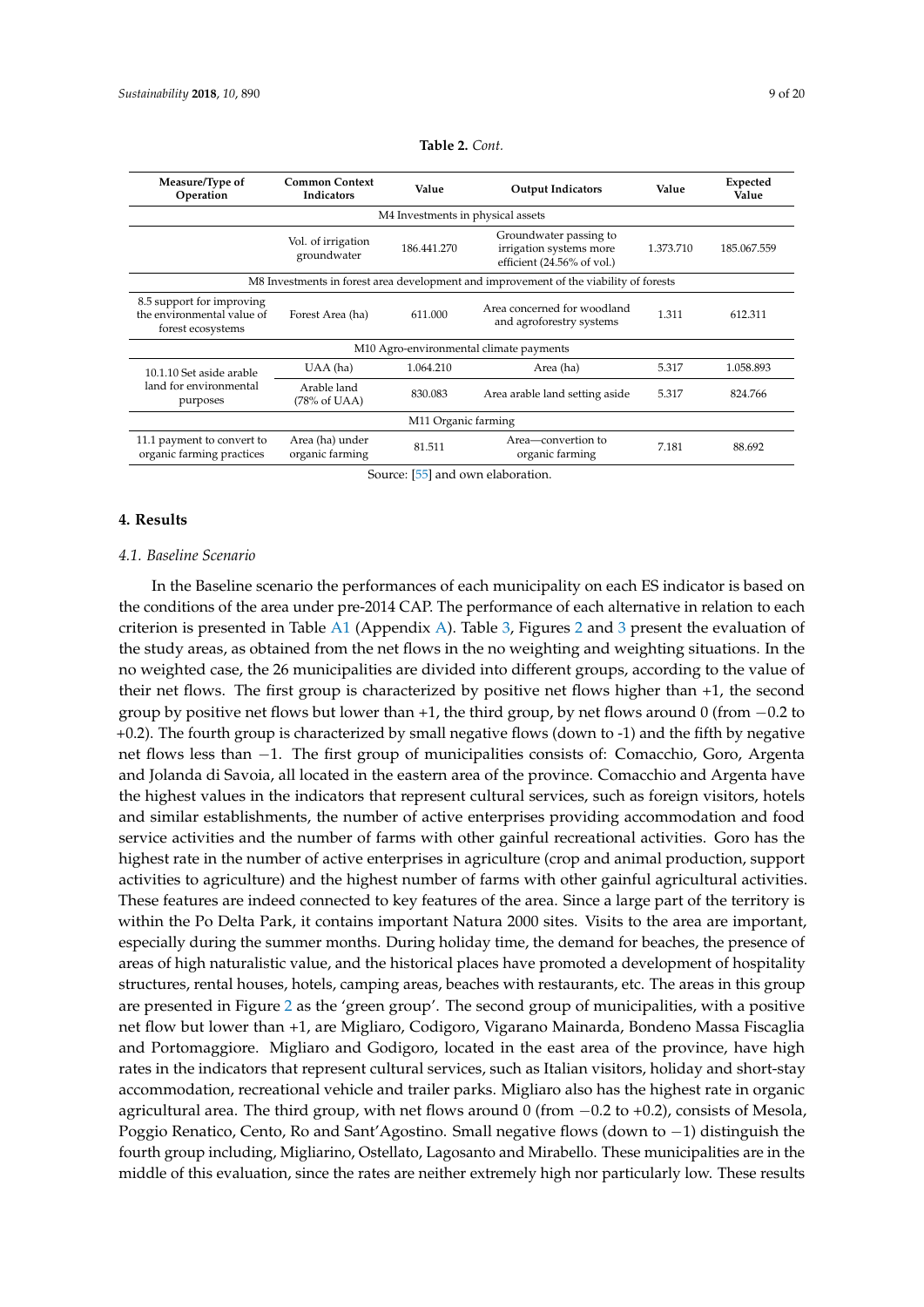**Table 2.** *Cont.*

| Measure/Type of Operation | Common Context Indicators | Value | Output Indicators | Value | Expected Value |
|---|---|---|---|---|---|
| M4 Investments in physical assets | | | | | |
| | Vol. of irrigation groundwater | 186.441.270 | Groundwater passing to irrigation systems more efficient (24.56% of vol.) | 1.373.710 | 185.067.559 |
| M8 Investments in forest area development and improvement of the viability of forests | | | | | |
| 8.5 support for improving the environmental value of forest ecosystems | Forest Area (ha) | 611.000 | Area concerned for woodland and agroforestry systems | 1.311 | 612.311 |
| M10 Agro-environmental climate payments | | | | | |
| 10.1.10 Set aside arable land for environmental purposes | UAA (ha) | 1.064.210 | Area (ha) | 5.317 | 1.058.893 |
| | Arable land (78% of UAA) | 830.083 | Area arable land setting aside | 5.317 | 824.766 |
| M11 Organic farming | | | | | |
| 11.1 payment to convert to organic farming practices | Area (ha) under organic farming | 81.511 | Area—convertion to organic farming | 7.181 | 88.692 |

Source: [55] and own elaboration.

## 4. Results

### *4.1. Baseline Scenario*

In the Baseline scenario the performances of each municipality on each ES indicator is based on the conditions of the area under pre-2014 CAP. The performance of each alternative in relation to each criterion is presented in Table A1 (Appendix A). Table 3, Figures 2 and 3 present the evaluation of the study areas, as obtained from the net flows in the no weighting and weighting situations. In the no weighted case, the 26 municipalities are divided into different groups, according to the value of their net flows. The first group is characterized by positive net flows higher than +1, the second group by positive net flows but lower than +1, the third group, by net flows around 0 (from −0.2 to +0.2). The fourth group is characterized by small negative flows (down to -1) and the fifth by negative net flows less than −1. The first group of municipalities consists of: Comacchio, Goro, Argenta and Jolanda di Savoia, all located in the eastern area of the province. Comacchio and Argenta have the highest values in the indicators that represent cultural services, such as foreign visitors, hotels and similar establishments, the number of active enterprises providing accommodation and food service activities and the number of farms with other gainful recreational activities. Goro has the highest rate in the number of active enterprises in agriculture (crop and animal production, support activities to agriculture) and the highest number of farms with other gainful agricultural activities. These features are indeed connected to key features of the area. Since a large part of the territory is within the Po Delta Park, it contains important Natura 2000 sites. Visits to the area are important, especially during the summer months. During holiday time, the demand for beaches, the presence of areas of high naturalistic value, and the historical places have promoted a development of hospitality structures, rental houses, hotels, camping areas, beaches with restaurants, etc. The areas in this group are presented in Figure 2 as the 'green group'. The second group of municipalities, with a positive net flow but lower than +1, are Migliaro, Codigoro, Vigarano Mainarda, Bondeno Massa Fiscaglia and Portomaggiore. Migliaro and Godigoro, located in the east area of the province, have high rates in the indicators that represent cultural services, such as Italian visitors, holiday and short-stay accommodation, recreational vehicle and trailer parks. Migliaro also has the highest rate in organic agricultural area. The third group, with net flows around 0 (from −0.2 to +0.2), consists of Mesola, Poggio Renatico, Cento, Ro and Sant'Agostino. Small negative flows (down to −1) distinguish the fourth group including, Migliarino, Ostellato, Lagosanto and Mirabello. These municipalities are in the middle of this evaluation, since the rates are neither extremely high nor particularly low. These results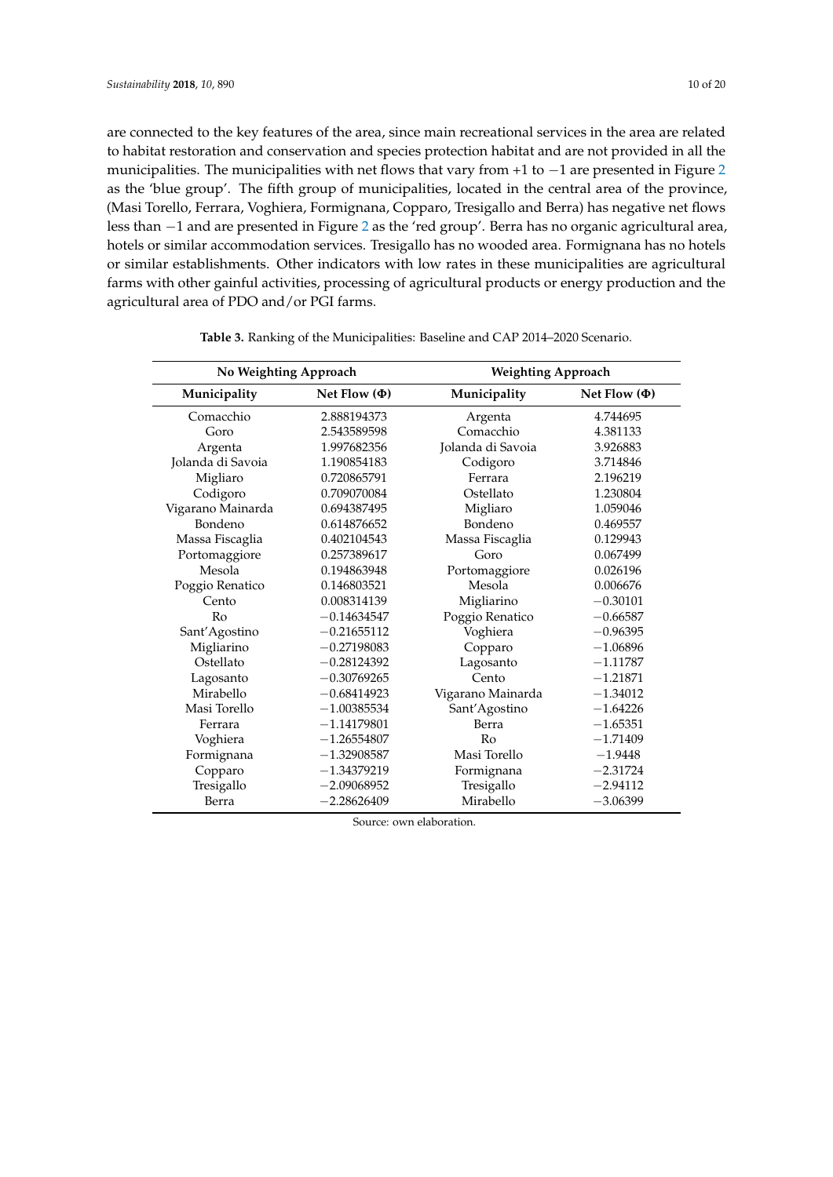are connected to the key features of the area, since main recreational services in the area are related to habitat restoration and conservation and species protection habitat and are not provided in all the municipalities. The municipalities with net flows that vary from +1 to −1 are presented in Figure 2 as the 'blue group'. The fifth group of municipalities, located in the central area of the province, (Masi Torello, Ferrara, Voghiera, Formignana, Copparo, Tresigallo and Berra) has negative net flows less than −1 and are presented in Figure 2 as the 'red group'. Berra has no organic agricultural area, hotels or similar accommodation services. Tresigallo has no wooded area. Formignana has no hotels or similar establishments. Other indicators with low rates in these municipalities are agricultural farms with other gainful activities, processing of agricultural products or energy production and the agricultural area of PDO and/or PGI farms.

**Table 3.** Ranking of the Municipalities: Baseline and CAP 2014–2020 Scenario.

| **No Weighting Approach** | | **Weighting Approach** | |
|---|---|---|---|
| **Municipality** | **Net Flow (Φ)** | **Municipality** | **Net Flow (Φ)** |
| Comacchio | 2.888194373 | Argenta | 4.744695 |
| Goro | 2.543589598 | Comacchio | 4.381133 |
| Argenta | 1.997682356 | Jolanda di Savoia | 3.926883 |
| Jolanda di Savoia | 1.190854183 | Codigoro | 3.714846 |
| Migliaro | 0.720865791 | Ferrara | 2.196219 |
| Codigoro | 0.709070084 | Ostellato | 1.230804 |
| Vigarano Mainarda | 0.694387495 | Migliaro | 1.059046 |
| Bondeno | 0.614876652 | Bondeno | 0.469557 |
| Massa Fiscaglia | 0.402104543 | Massa Fiscaglia | 0.129943 |
| Portomaggiore | 0.257389617 | Goro | 0.067499 |
| Mesola | 0.194863948 | Portomaggiore | 0.026196 |
| Poggio Renatico | 0.146803521 | Mesola | 0.006676 |
| Cento | 0.008314139 | Migliarino | −0.30101 |
| Ro | −0.14634547 | Poggio Renatico | −0.66587 |
| Sant'Agostino | −0.21655112 | Voghiera | −0.96395 |
| Migliarino | −0.27198083 | Copparo | −1.06896 |
| Ostellato | −0.28124392 | Lagosanto | −1.11787 |
| Lagosanto | −0.30769265 | Cento | −1.21871 |
| Mirabello | −0.68414923 | Vigarano Mainarda | −1.34012 |
| Masi Torello | −1.00385534 | Sant'Agostino | −1.64226 |
| Ferrara | −1.14179801 | Berra | −1.65351 |
| Voghiera | −1.26554807 | Ro | −1.71409 |
| Formignana | −1.32908587 | Masi Torello | −1.9448 |
| Copparo | −1.34379219 | Formignana | −2.31724 |
| Tresigallo | −2.09068952 | Tresigallo | −2.94112 |
| Berra | −2.28626409 | Mirabello | −3.06399 |

Source: own elaboration.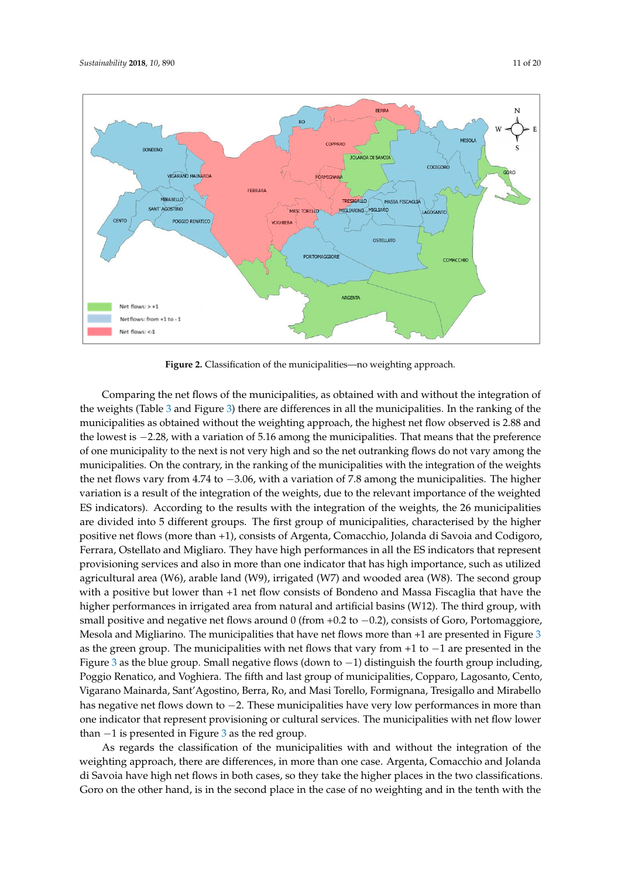**Figure 2.** Classification of the municipalities—no weighting approach.

Comparing the net flows of the municipalities, as obtained with and without the integration of the weights (Table 3 and Figure 3) there are differences in all the municipalities. In the ranking of the municipalities as obtained without the weighting approach, the highest net flow observed is 2.88 and the lowest is −2.28, with a variation of 5.16 among the municipalities. That means that the preference of one municipality to the next is not very high and so the net outranking flows do not vary among the municipalities. On the contrary, in the ranking of the municipalities with the integration of the weights the net flows vary from 4.74 to −3.06, with a variation of 7.8 among the municipalities. The higher variation is a result of the integration of the weights, due to the relevant importance of the weighted ES indicators). According to the results with the integration of the weights, the 26 municipalities are divided into 5 different groups. The first group of municipalities, characterised by the higher positive net flows (more than +1), consists of Argenta, Comacchio, Jolanda di Savoia and Codigoro, Ferrara, Ostellato and Migliaro. They have high performances in all the ES indicators that represent provisioning services and also in more than one indicator that has high importance, such as utilized agricultural area (W6), arable land (W9), irrigated (W7) and wooded area (W8). The second group with a positive but lower than +1 net flow consists of Bondeno and Massa Fiscaglia that have the higher performances in irrigated area from natural and artificial basins (W12). The third group, with small positive and negative net flows around 0 (from +0.2 to −0.2), consists of Goro, Portomaggiore, Mesola and Migliarino. The municipalities that have net flows more than +1 are presented in Figure 3 as the green group. The municipalities with net flows that vary from +1 to −1 are presented in the Figure 3 as the blue group. Small negative flows (down to −1) distinguish the fourth group including, Poggio Renatico, and Voghiera. The fifth and last group of municipalities, Copparo, Lagosanto, Cento, Vigarano Mainarda, Sant'Agostino, Berra, Ro, and Masi Torello, Formignana, Tresigallo and Mirabello has negative net flows down to −2. These municipalities have very low performances in more than one indicator that represent provisioning or cultural services. The municipalities with net flow lower than −1 is presented in Figure 3 as the red group.

As regards the classification of the municipalities with and without the integration of the weighting approach, there are differences, in more than one case. Argenta, Comacchio and Jolanda di Savoia have high net flows in both cases, so they take the higher places in the two classifications. Goro on the other hand, is in the second place in the case of no weighting and in the tenth with the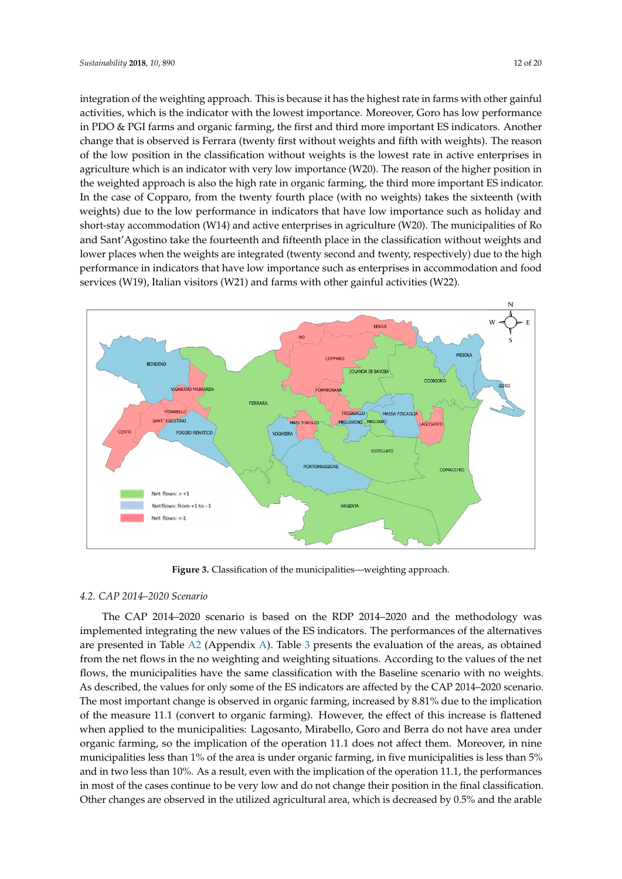integration of the weighting approach. This is because it has the highest rate in farms with other gainful activities, which is the indicator with the lowest importance. Moreover, Goro has low performance in PDO & PGI farms and organic farming, the first and third more important ES indicators. Another change that is observed is Ferrara (twenty first without weights and fifth with weights). The reason of the low position in the classification without weights is the lowest rate in active enterprises in agriculture which is an indicator with very low importance (W20). The reason of the higher position in the weighted approach is also the high rate in organic farming, the third more important ES indicator. In the case of Copparo, from the twenty fourth place (with no weights) takes the sixteenth (with weights) due to the low performance in indicators that have low importance such as holiday and short-stay accommodation (W14) and active enterprises in agriculture (W20). The municipalities of Ro and Sant'Agostino take the fourteenth and fifteenth place in the classification without weights and lower places when the weights are integrated (twenty second and twenty, respectively) due to the high performance in indicators that have low importance such as enterprises in accommodation and food services (W19), Italian visitors (W21) and farms with other gainful activities (W22).

**Figure 3.** Classification of the municipalities—weighting approach.

### 4.2. CAP 2014–2020 Scenario

The CAP 2014–2020 scenario is based on the RDP 2014–2020 and the methodology was implemented integrating the new values of the ES indicators. The performances of the alternatives are presented in Table A2 (Appendix A). Table 3 presents the evaluation of the areas, as obtained from the net flows in the no weighting and weighting situations. According to the values of the net flows, the municipalities have the same classification with the Baseline scenario with no weights. As described, the values for only some of the ES indicators are affected by the CAP 2014–2020 scenario. The most important change is observed in organic farming, increased by 8.81% due to the implication of the measure 11.1 (convert to organic farming). However, the effect of this increase is flattened when applied to the municipalities: Lagosanto, Mirabello, Goro and Berra do not have area under organic farming, so the implication of the operation 11.1 does not affect them. Moreover, in nine municipalities less than 1% of the area is under organic farming, in five municipalities is less than 5% and in two less than 10%. As a result, even with the implication of the operation 11.1, the performances in most of the cases continue to be very low and do not change their position in the final classification. Other changes are observed in the utilized agricultural area, which is decreased by 0.5% and the arable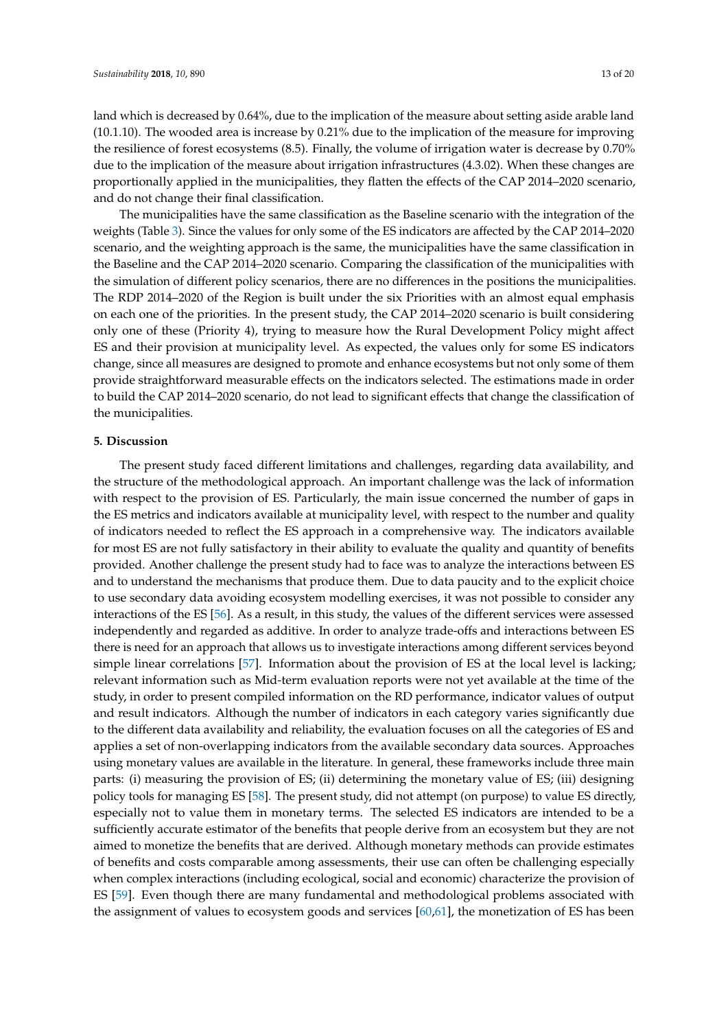land which is decreased by 0.64%, due to the implication of the measure about setting aside arable land (10.1.10). The wooded area is increase by 0.21% due to the implication of the measure for improving the resilience of forest ecosystems (8.5). Finally, the volume of irrigation water is decrease by 0.70% due to the implication of the measure about irrigation infrastructures (4.3.02). When these changes are proportionally applied in the municipalities, they flatten the effects of the CAP 2014–2020 scenario, and do not change their final classification.

The municipalities have the same classification as the Baseline scenario with the integration of the weights (Table 3). Since the values for only some of the ES indicators are affected by the CAP 2014–2020 scenario, and the weighting approach is the same, the municipalities have the same classification in the Baseline and the CAP 2014–2020 scenario. Comparing the classification of the municipalities with the simulation of different policy scenarios, there are no differences in the positions the municipalities. The RDP 2014–2020 of the Region is built under the six Priorities with an almost equal emphasis on each one of the priorities. In the present study, the CAP 2014–2020 scenario is built considering only one of these (Priority 4), trying to measure how the Rural Development Policy might affect ES and their provision at municipality level. As expected, the values only for some ES indicators change, since all measures are designed to promote and enhance ecosystems but not only some of them provide straightforward measurable effects on the indicators selected. The estimations made in order to build the CAP 2014–2020 scenario, do not lead to significant effects that change the classification of the municipalities.

## 5. Discussion

The present study faced different limitations and challenges, regarding data availability, and the structure of the methodological approach. An important challenge was the lack of information with respect to the provision of ES. Particularly, the main issue concerned the number of gaps in the ES metrics and indicators available at municipality level, with respect to the number and quality of indicators needed to reflect the ES approach in a comprehensive way. The indicators available for most ES are not fully satisfactory in their ability to evaluate the quality and quantity of benefits provided. Another challenge the present study had to face was to analyze the interactions between ES and to understand the mechanisms that produce them. Due to data paucity and to the explicit choice to use secondary data avoiding ecosystem modelling exercises, it was not possible to consider any interactions of the ES [56]. As a result, in this study, the values of the different services were assessed independently and regarded as additive. In order to analyze trade-offs and interactions between ES there is need for an approach that allows us to investigate interactions among different services beyond simple linear correlations [57]. Information about the provision of ES at the local level is lacking; relevant information such as Mid-term evaluation reports were not yet available at the time of the study, in order to present compiled information on the RD performance, indicator values of output and result indicators. Although the number of indicators in each category varies significantly due to the different data availability and reliability, the evaluation focuses on all the categories of ES and applies a set of non-overlapping indicators from the available secondary data sources. Approaches using monetary values are available in the literature. In general, these frameworks include three main parts: (i) measuring the provision of ES; (ii) determining the monetary value of ES; (iii) designing policy tools for managing ES [58]. The present study, did not attempt (on purpose) to value ES directly, especially not to value them in monetary terms. The selected ES indicators are intended to be a sufficiently accurate estimator of the benefits that people derive from an ecosystem but they are not aimed to monetize the benefits that are derived. Although monetary methods can provide estimates of benefits and costs comparable among assessments, their use can often be challenging especially when complex interactions (including ecological, social and economic) characterize the provision of ES [59]. Even though there are many fundamental and methodological problems associated with the assignment of values to ecosystem goods and services [60,61], the monetization of ES has been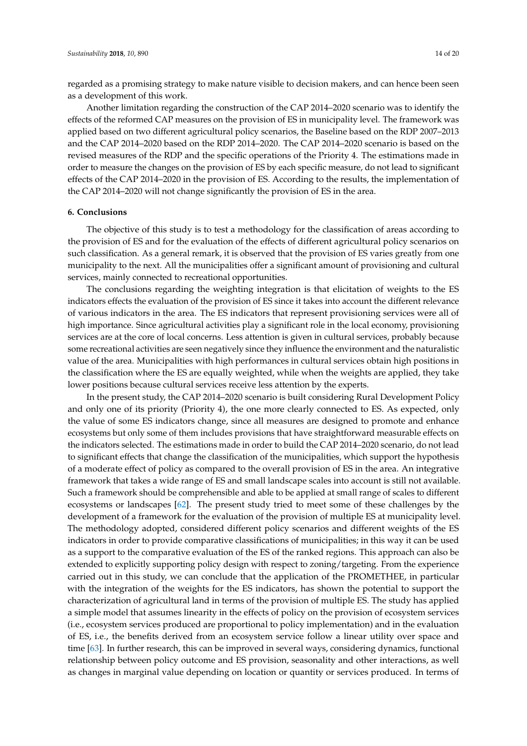regarded as a promising strategy to make nature visible to decision makers, and can hence been seen as a development of this work.

Another limitation regarding the construction of the CAP 2014–2020 scenario was to identify the effects of the reformed CAP measures on the provision of ES in municipality level. The framework was applied based on two different agricultural policy scenarios, the Baseline based on the RDP 2007–2013 and the CAP 2014–2020 based on the RDP 2014–2020. The CAP 2014–2020 scenario is based on the revised measures of the RDP and the specific operations of the Priority 4. The estimations made in order to measure the changes on the provision of ES by each specific measure, do not lead to significant effects of the CAP 2014–2020 in the provision of ES. According to the results, the implementation of the CAP 2014–2020 will not change significantly the provision of ES in the area.

## 6. Conclusions

The objective of this study is to test a methodology for the classification of areas according to the provision of ES and for the evaluation of the effects of different agricultural policy scenarios on such classification. As a general remark, it is observed that the provision of ES varies greatly from one municipality to the next. All the municipalities offer a significant amount of provisioning and cultural services, mainly connected to recreational opportunities.

The conclusions regarding the weighting integration is that elicitation of weights to the ES indicators effects the evaluation of the provision of ES since it takes into account the different relevance of various indicators in the area. The ES indicators that represent provisioning services were all of high importance. Since agricultural activities play a significant role in the local economy, provisioning services are at the core of local concerns. Less attention is given in cultural services, probably because some recreational activities are seen negatively since they influence the environment and the naturalistic value of the area. Municipalities with high performances in cultural services obtain high positions in the classification where the ES are equally weighted, while when the weights are applied, they take lower positions because cultural services receive less attention by the experts.

In the present study, the CAP 2014–2020 scenario is built considering Rural Development Policy and only one of its priority (Priority 4), the one more clearly connected to ES. As expected, only the value of some ES indicators change, since all measures are designed to promote and enhance ecosystems but only some of them includes provisions that have straightforward measurable effects on the indicators selected. The estimations made in order to build the CAP 2014–2020 scenario, do not lead to significant effects that change the classification of the municipalities, which support the hypothesis of a moderate effect of policy as compared to the overall provision of ES in the area. An integrative framework that takes a wide range of ES and small landscape scales into account is still not available. Such a framework should be comprehensible and able to be applied at small range of scales to different ecosystems or landscapes [62]. The present study tried to meet some of these challenges by the development of a framework for the evaluation of the provision of multiple ES at municipality level. The methodology adopted, considered different policy scenarios and different weights of the ES indicators in order to provide comparative classifications of municipalities; in this way it can be used as a support to the comparative evaluation of the ES of the ranked regions. This approach can also be extended to explicitly supporting policy design with respect to zoning/targeting. From the experience carried out in this study, we can conclude that the application of the PROMETHEE, in particular with the integration of the weights for the ES indicators, has shown the potential to support the characterization of agricultural land in terms of the provision of multiple ES. The study has applied a simple model that assumes linearity in the effects of policy on the provision of ecosystem services (i.e., ecosystem services produced are proportional to policy implementation) and in the evaluation of ES, i.e., the benefits derived from an ecosystem service follow a linear utility over space and time [63]. In further research, this can be improved in several ways, considering dynamics, functional relationship between policy outcome and ES provision, seasonality and other interactions, as well as changes in marginal value depending on location or quantity or services produced. In terms of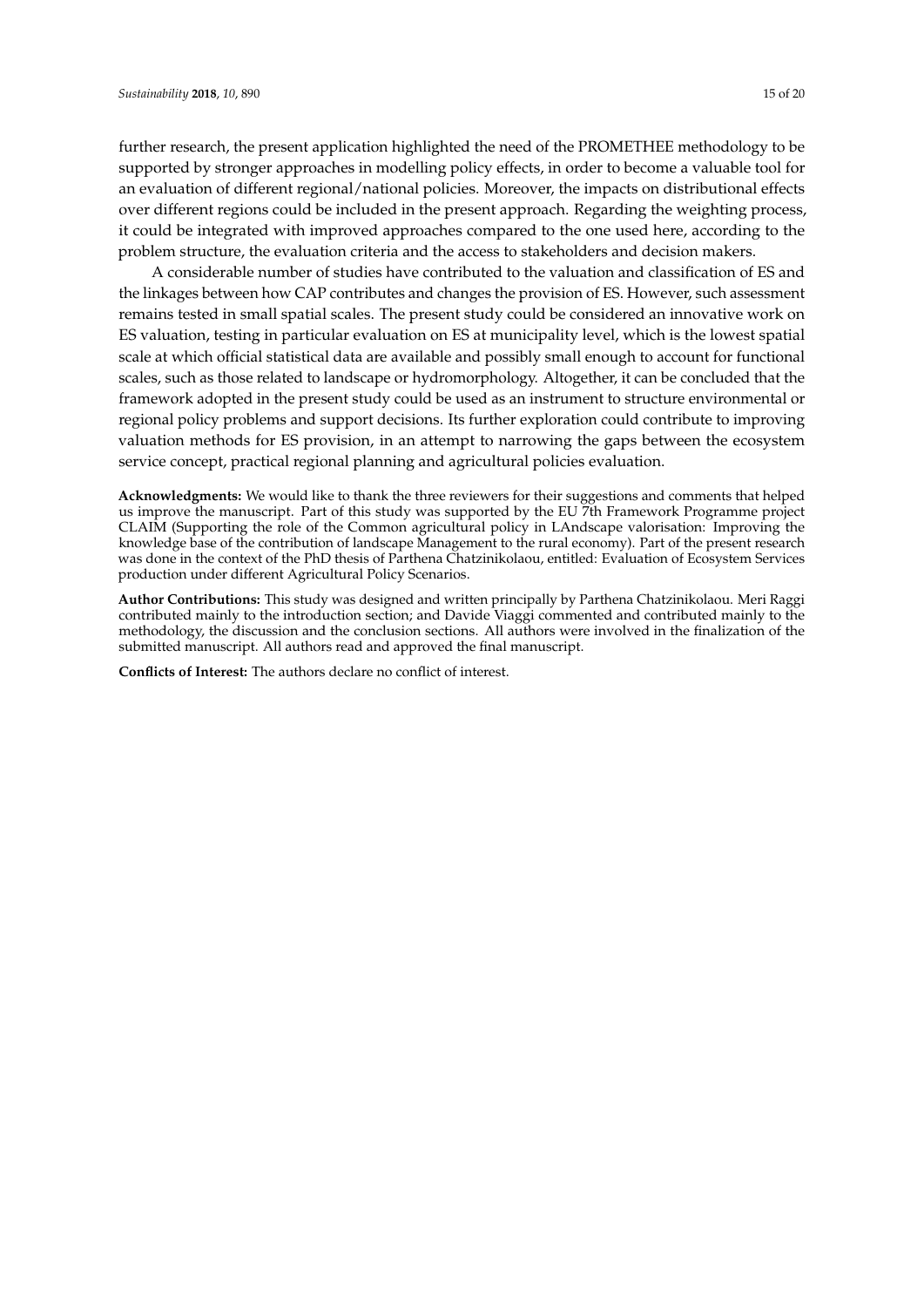further research, the present application highlighted the need of the PROMETHEE methodology to be supported by stronger approaches in modelling policy effects, in order to become a valuable tool for an evaluation of different regional/national policies. Moreover, the impacts on distributional effects over different regions could be included in the present approach. Regarding the weighting process, it could be integrated with improved approaches compared to the one used here, according to the problem structure, the evaluation criteria and the access to stakeholders and decision makers.

A considerable number of studies have contributed to the valuation and classification of ES and the linkages between how CAP contributes and changes the provision of ES. However, such assessment remains tested in small spatial scales. The present study could be considered an innovative work on ES valuation, testing in particular evaluation on ES at municipality level, which is the lowest spatial scale at which official statistical data are available and possibly small enough to account for functional scales, such as those related to landscape or hydromorphology. Altogether, it can be concluded that the framework adopted in the present study could be used as an instrument to structure environmental or regional policy problems and support decisions. Its further exploration could contribute to improving valuation methods for ES provision, in an attempt to narrowing the gaps between the ecosystem service concept, practical regional planning and agricultural policies evaluation.

**Acknowledgments:** We would like to thank the three reviewers for their suggestions and comments that helped us improve the manuscript. Part of this study was supported by the EU 7th Framework Programme project CLAIM (Supporting the role of the Common agricultural policy in LAndscape valorisation: Improving the knowledge base of the contribution of landscape Management to the rural economy). Part of the present research was done in the context of the PhD thesis of Parthena Chatzinikolaou, entitled: Evaluation of Ecosystem Services production under different Agricultural Policy Scenarios.

**Author Contributions:** This study was designed and written principally by Parthena Chatzinikolaou. Meri Raggi contributed mainly to the introduction section; and Davide Viaggi commented and contributed mainly to the methodology, the discussion and the conclusion sections. All authors were involved in the finalization of the submitted manuscript. All authors read and approved the final manuscript.

**Conflicts of Interest:** The authors declare no conflict of interest.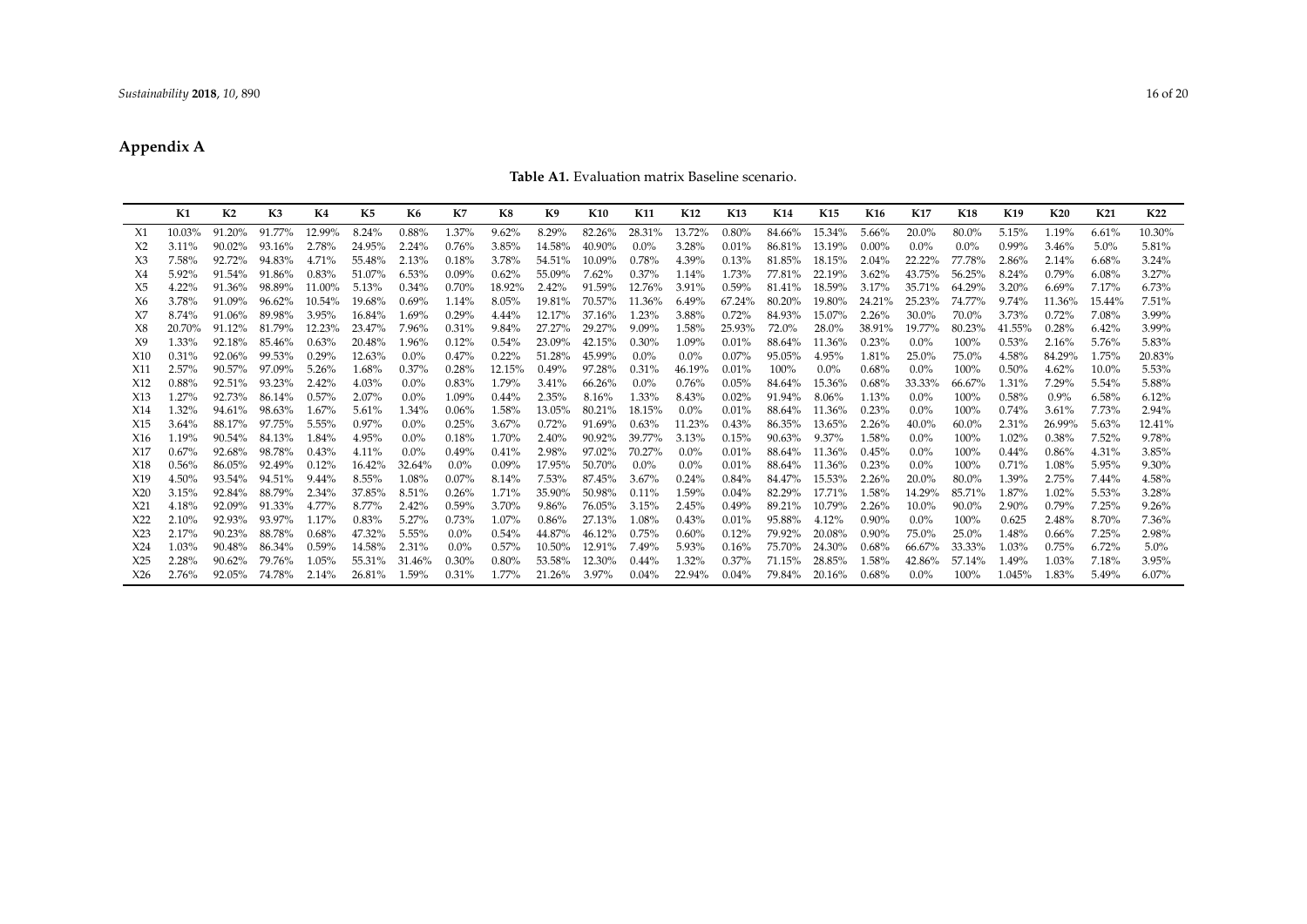## Appendix A

**Table A1.** Evaluation matrix Baseline scenario.

| | K1 | K2 | K3 | K4 | K5 | K6 | K7 | K8 | K9 | K10 | K11 | K12 | K13 | K14 | K15 | K16 | K17 | K18 | K19 | K20 | K21 | K22 |
|---|---|---|---|---|---|---|---|---|---|---|---|---|---|---|---|---|---|---|---|---|---|---|
| X1 | 10.03% | 91.20% | 91.77% | 12.99% | 8.24% | 0.88% | 1.37% | 9.62% | 8.29% | 82.26% | 28.31% | 13.72% | 0.80% | 84.66% | 15.34% | 5.66% | 20.0% | 80.0% | 5.15% | 1.19% | 6.61% | 10.30% |
| X2 | 3.11% | 90.02% | 93.16% | 2.78% | 24.95% | 2.24% | 0.76% | 3.85% | 14.58% | 40.90% | 0.0% | 3.28% | 0.01% | 86.81% | 13.19% | 0.00% | 0.0% | 0.0% | 0.99% | 3.46% | 5.0% | 5.81% |
| X3 | 7.58% | 92.72% | 94.83% | 4.71% | 55.48% | 2.13% | 0.18% | 3.78% | 54.51% | 10.09% | 0.78% | 4.39% | 0.13% | 81.85% | 18.15% | 2.04% | 22.22% | 77.78% | 2.86% | 2.14% | 6.68% | 3.24% |
| X4 | 5.92% | 91.54% | 91.86% | 0.83% | 51.07% | 6.53% | 0.09% | 0.62% | 55.09% | 7.62% | 0.37% | 1.14% | 1.73% | 77.81% | 22.19% | 3.62% | 43.75% | 56.25% | 8.24% | 0.79% | 6.08% | 3.27% |
| X5 | 4.22% | 91.36% | 98.89% | 11.00% | 5.13% | 0.34% | 0.70% | 18.92% | 2.42% | 91.59% | 12.76% | 3.91% | 0.59% | 81.41% | 18.59% | 3.17% | 35.71% | 64.29% | 3.20% | 6.69% | 7.17% | 6.73% |
| X6 | 3.78% | 91.09% | 96.62% | 10.54% | 19.68% | 0.69% | 1.14% | 8.05% | 19.81% | 70.57% | 11.36% | 6.49% | 67.24% | 80.20% | 19.80% | 24.21% | 25.23% | 74.77% | 9.74% | 11.36% | 15.44% | 7.51% |
| X7 | 8.74% | 91.06% | 89.98% | 3.95% | 16.84% | 1.69% | 0.29% | 4.44% | 12.17% | 37.16% | 1.23% | 3.88% | 0.72% | 84.93% | 15.07% | 2.26% | 30.0% | 70.0% | 3.73% | 0.72% | 7.08% | 3.99% |
| X8 | 20.70% | 91.12% | 81.79% | 12.23% | 23.47% | 7.96% | 0.31% | 9.84% | 27.27% | 29.27% | 9.09% | 1.58% | 25.93% | 72.0% | 28.0% | 38.91% | 19.77% | 80.23% | 41.55% | 0.28% | 6.42% | 3.99% |
| X9 | 1.33% | 92.18% | 85.46% | 0.63% | 20.48% | 1.96% | 0.12% | 0.54% | 23.09% | 42.15% | 0.30% | 1.09% | 0.01% | 88.64% | 11.36% | 0.23% | 0.0% | 100% | 0.53% | 2.16% | 5.76% | 5.83% |
| X10 | 0.31% | 92.06% | 99.53% | 0.29% | 12.63% | 0.0% | 0.47% | 0.22% | 51.28% | 45.99% | 0.0% | 0.0% | 0.07% | 95.05% | 4.95% | 1.81% | 25.0% | 75.0% | 4.58% | 84.29% | 1.75% | 20.83% |
| X11 | 2.57% | 90.57% | 97.09% | 5.26% | 1.68% | 0.37% | 0.28% | 12.15% | 0.49% | 97.28% | 0.31% | 46.19% | 0.01% | 100% | 0.0% | 0.68% | 0.0% | 100% | 0.50% | 4.62% | 10.0% | 5.53% |
| X12 | 0.88% | 92.51% | 93.23% | 2.42% | 4.03% | 0.0% | 0.83% | 1.79% | 3.41% | 66.26% | 0.0% | 0.76% | 0.05% | 84.64% | 15.36% | 0.68% | 33.33% | 66.67% | 1.31% | 7.29% | 5.54% | 5.88% |
| X13 | 1.27% | 92.73% | 86.14% | 0.57% | 2.07% | 0.0% | 1.09% | 0.44% | 2.35% | 8.16% | 1.33% | 8.43% | 0.02% | 91.94% | 8.06% | 1.13% | 0.0% | 100% | 0.58% | 0.9% | 6.58% | 6.12% |
| X14 | 1.32% | 94.61% | 98.63% | 1.67% | 5.61% | 1.34% | 0.06% | 1.58% | 13.05% | 80.21% | 18.15% | 0.0% | 0.01% | 88.64% | 11.36% | 0.23% | 0.0% | 100% | 0.74% | 3.61% | 7.73% | 2.94% |
| X15 | 3.64% | 88.17% | 97.75% | 5.55% | 0.97% | 0.0% | 0.25% | 3.67% | 0.72% | 91.69% | 0.63% | 11.23% | 0.43% | 86.35% | 13.65% | 2.26% | 40.0% | 60.0% | 2.31% | 26.99% | 5.63% | 12.41% |
| X16 | 1.19% | 90.54% | 84.13% | 1.84% | 4.95% | 0.0% | 0.18% | 1.70% | 2.40% | 90.92% | 39.77% | 3.13% | 0.15% | 90.63% | 9.37% | 1.58% | 0.0% | 100% | 1.02% | 0.38% | 7.52% | 9.78% |
| X17 | 0.67% | 92.68% | 98.78% | 0.43% | 4.11% | 0.0% | 0.49% | 0.41% | 2.98% | 97.02% | 70.27% | 0.0% | 0.01% | 88.64% | 11.36% | 0.45% | 0.0% | 100% | 0.44% | 0.86% | 4.31% | 3.85% |
| X18 | 0.56% | 86.05% | 92.49% | 0.12% | 16.42% | 32.64% | 0.0% | 0.09% | 17.95% | 50.70% | 0.0% | 0.0% | 0.01% | 88.64% | 11.36% | 0.23% | 0.0% | 100% | 0.71% | 1.08% | 5.95% | 9.30% |
| X19 | 4.50% | 93.54% | 94.51% | 9.44% | 8.55% | 1.08% | 0.07% | 8.14% | 7.53% | 87.45% | 3.67% | 0.24% | 0.84% | 84.47% | 15.53% | 2.26% | 20.0% | 80.0% | 1.39% | 2.75% | 7.44% | 4.58% |
| X20 | 3.15% | 92.84% | 88.79% | 2.34% | 37.85% | 8.51% | 0.26% | 1.71% | 35.90% | 50.98% | 0.11% | 1.59% | 0.04% | 82.29% | 17.71% | 1.58% | 14.29% | 85.71% | 1.87% | 1.02% | 5.53% | 3.28% |
| X21 | 4.18% | 92.09% | 91.33% | 4.77% | 8.77% | 2.42% | 0.59% | 3.70% | 9.86% | 76.05% | 3.15% | 2.45% | 0.49% | 89.21% | 10.79% | 2.26% | 10.0% | 90.0% | 2.90% | 0.79% | 7.25% | 9.26% |
| X22 | 2.10% | 92.93% | 93.97% | 1.17% | 0.83% | 5.27% | 0.73% | 1.07% | 0.86% | 27.13% | 1.08% | 0.43% | 0.01% | 95.88% | 4.12% | 0.90% | 0.0% | 100% | 0.625 | 2.48% | 8.70% | 7.36% |
| X23 | 2.17% | 90.23% | 88.78% | 0.68% | 47.32% | 5.55% | 0.0% | 0.54% | 44.87% | 46.12% | 0.75% | 0.60% | 0.12% | 79.92% | 20.08% | 0.90% | 75.0% | 25.0% | 1.48% | 0.66% | 7.25% | 2.98% |
| X24 | 1.03% | 90.48% | 86.34% | 0.59% | 14.58% | 2.31% | 0.0% | 0.57% | 10.50% | 12.91% | 7.49% | 5.93% | 0.16% | 75.70% | 24.30% | 0.68% | 66.67% | 33.33% | 1.03% | 0.75% | 6.72% | 5.0% |
| X25 | 2.28% | 90.62% | 79.76% | 1.05% | 55.31% | 31.46% | 0.30% | 0.80% | 53.58% | 12.30% | 0.44% | 1.32% | 0.37% | 71.15% | 28.85% | 1.58% | 42.86% | 57.14% | 1.49% | 1.03% | 7.18% | 3.95% |
| X26 | 2.76% | 92.05% | 74.78% | 2.14% | 26.81% | 1.59% | 0.31% | 1.77% | 21.26% | 3.97% | 0.04% | 22.94% | 0.04% | 79.84% | 20.16% | 0.68% | 0.0% | 100% | 1.045% | 1.83% | 5.49% | 6.07% |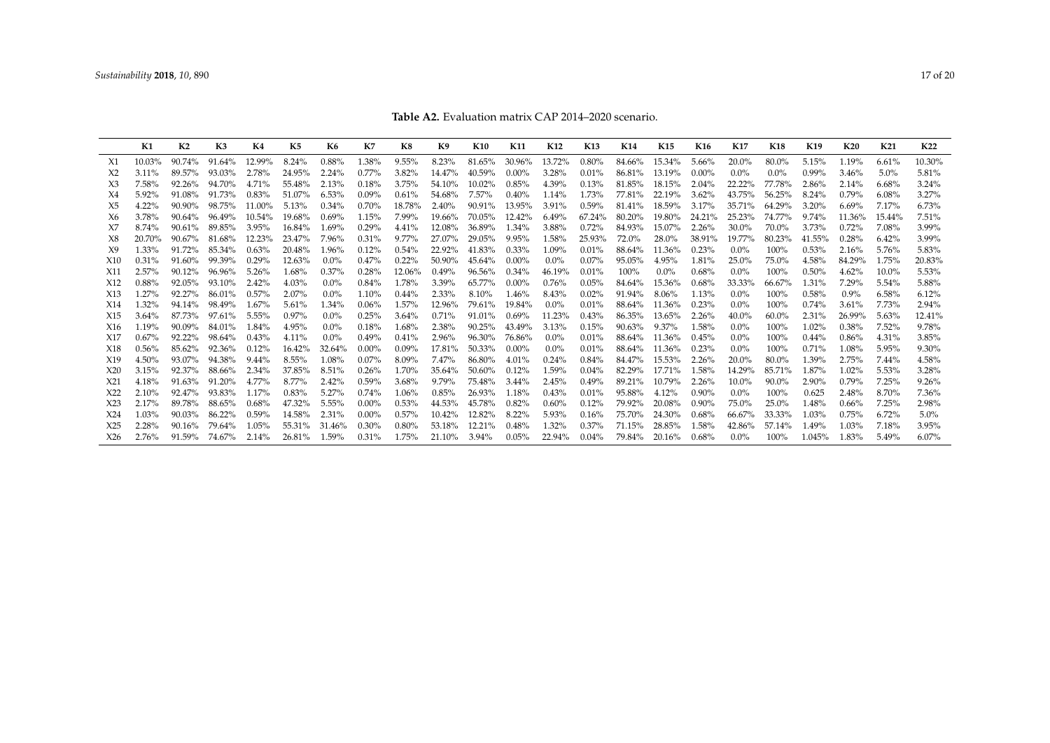**Table A2.** Evaluation matrix CAP 2014–2020 scenario.

| | K1 | K2 | K3 | K4 | K5 | K6 | K7 | K8 | K9 | K10 | K11 | K12 | K13 | K14 | K15 | K16 | K17 | K18 | K19 | K20 | K21 | K22 |
|---|---|---|---|---|---|---|---|---|---|---|---|---|---|---|---|---|---|---|---|---|---|---|
| X1 | 10.03% | 90.74% | 91.64% | 12.99% | 8.24% | 0.88% | 1.38% | 9.55% | 8.23% | 81.65% | 30.96% | 13.72% | 0.80% | 84.66% | 15.34% | 5.66% | 20.0% | 80.0% | 5.15% | 1.19% | 6.61% | 10.30% |
| X2 | 3.11% | 89.57% | 93.03% | 2.78% | 24.95% | 2.24% | 0.77% | 3.82% | 14.47% | 40.59% | 0.00% | 3.28% | 0.01% | 86.81% | 13.19% | 0.00% | 0.0% | 0.0% | 0.99% | 3.46% | 5.0% | 5.81% |
| X3 | 7.58% | 92.26% | 94.70% | 4.71% | 55.48% | 2.13% | 0.18% | 3.75% | 54.10% | 10.02% | 0.85% | 4.39% | 0.13% | 81.85% | 18.15% | 2.04% | 22.22% | 77.78% | 2.86% | 2.14% | 6.68% | 3.24% |
| X4 | 5.92% | 91.08% | 91.73% | 0.83% | 51.07% | 6.53% | 0.09% | 0.61% | 54.68% | 7.57% | 0.40% | 1.14% | 1.73% | 77.81% | 22.19% | 3.62% | 43.75% | 56.25% | 8.24% | 0.79% | 6.08% | 3.27% |
| X5 | 4.22% | 90.90% | 98.75% | 11.00% | 5.13% | 0.34% | 0.70% | 18.78% | 2.40% | 90.91% | 13.95% | 3.91% | 0.59% | 81.41% | 18.59% | 3.17% | 35.71% | 64.29% | 3.20% | 6.69% | 7.17% | 6.73% |
| X6 | 3.78% | 90.64% | 96.49% | 10.54% | 19.68% | 0.69% | 1.15% | 7.99% | 19.66% | 70.05% | 12.42% | 6.49% | 67.24% | 80.20% | 19.80% | 24.21% | 25.23% | 74.77% | 9.74% | 11.36% | 15.44% | 7.51% |
| X7 | 8.74% | 90.61% | 89.85% | 3.95% | 16.84% | 1.69% | 0.29% | 4.41% | 12.08% | 36.89% | 1.34% | 3.88% | 0.72% | 84.93% | 15.07% | 2.26% | 30.0% | 70.0% | 3.73% | 0.72% | 7.08% | 3.99% |
| X8 | 20.70% | 90.67% | 81.68% | 12.23% | 23.47% | 7.96% | 0.31% | 9.77% | 27.07% | 29.05% | 9.95% | 1.58% | 25.93% | 72.0% | 28.0% | 38.91% | 19.77% | 80.23% | 41.55% | 0.28% | 6.42% | 3.99% |
| X9 | 1.33% | 91.72% | 85.34% | 0.63% | 20.48% | 1.96% | 0.12% | 0.54% | 22.92% | 41.83% | 0.33% | 1.09% | 0.01% | 88.64% | 11.36% | 0.23% | 0.0% | 100% | 0.53% | 2.16% | 5.76% | 5.83% |
| X10 | 0.31% | 91.60% | 99.39% | 0.29% | 12.63% | 0.0% | 0.47% | 0.22% | 50.90% | 45.64% | 0.00% | 0.0% | 0.07% | 95.05% | 4.95% | 1.81% | 25.0% | 75.0% | 4.58% | 84.29% | 1.75% | 20.83% |
| X11 | 2.57% | 90.12% | 96.96% | 5.26% | 1.68% | 0.37% | 0.28% | 12.06% | 0.49% | 96.56% | 0.34% | 46.19% | 0.01% | 100% | 0.0% | 0.68% | 0.0% | 100% | 0.50% | 4.62% | 10.0% | 5.53% |
| X12 | 0.88% | 92.05% | 93.10% | 2.42% | 4.03% | 0.0% | 0.84% | 1.78% | 3.39% | 65.77% | 0.00% | 0.76% | 0.05% | 84.64% | 15.36% | 0.68% | 33.33% | 66.67% | 1.31% | 7.29% | 5.54% | 5.88% |
| X13 | 1.27% | 92.27% | 86.01% | 0.57% | 2.07% | 0.0% | 1.10% | 0.44% | 2.33% | 8.10% | 1.46% | 8.43% | 0.02% | 91.94% | 8.06% | 1.13% | 0.0% | 100% | 0.58% | 0.9% | 6.58% | 6.12% |
| X14 | 1.32% | 94.14% | 98.49% | 1.67% | 5.61% | 1.34% | 0.06% | 1.57% | 12.96% | 79.61% | 19.84% | 0.0% | 0.01% | 88.64% | 11.36% | 0.23% | 0.0% | 100% | 0.74% | 3.61% | 7.73% | 2.94% |
| X15 | 3.64% | 87.73% | 97.61% | 5.55% | 0.97% | 0.0% | 0.25% | 3.64% | 0.71% | 91.01% | 0.69% | 11.23% | 0.43% | 86.35% | 13.65% | 2.26% | 40.0% | 60.0% | 2.31% | 26.99% | 5.63% | 12.41% |
| X16 | 1.19% | 90.09% | 84.01% | 1.84% | 4.95% | 0.0% | 0.18% | 1.68% | 2.38% | 90.25% | 43.49% | 3.13% | 0.15% | 90.63% | 9.37% | 1.58% | 0.0% | 100% | 1.02% | 0.38% | 7.52% | 9.78% |
| X17 | 0.67% | 92.22% | 98.64% | 0.43% | 4.11% | 0.0% | 0.49% | 0.41% | 2.96% | 96.30% | 76.86% | 0.0% | 0.01% | 88.64% | 11.36% | 0.45% | 0.0% | 100% | 0.44% | 0.86% | 4.31% | 3.85% |
| X18 | 0.56% | 85.62% | 92.36% | 0.12% | 16.42% | 32.64% | 0.00% | 0.09% | 17.81% | 50.33% | 0.00% | 0.0% | 0.01% | 88.64% | 11.36% | 0.23% | 0.0% | 100% | 0.71% | 1.08% | 5.95% | 9.30% |
| X19 | 4.50% | 93.07% | 94.38% | 9.44% | 8.55% | 1.08% | 0.07% | 8.09% | 7.47% | 86.80% | 4.01% | 0.24% | 0.84% | 84.47% | 15.53% | 2.26% | 20.0% | 80.0% | 1.39% | 2.75% | 7.44% | 4.58% |
| X20 | 3.15% | 92.37% | 88.66% | 2.34% | 37.85% | 8.51% | 0.26% | 1.70% | 35.64% | 50.60% | 0.12% | 1.59% | 0.04% | 82.29% | 17.71% | 1.58% | 14.29% | 85.71% | 1.87% | 1.02% | 5.53% | 3.28% |
| X21 | 4.18% | 91.63% | 91.20% | 4.77% | 8.77% | 2.42% | 0.59% | 3.68% | 9.79% | 75.48% | 3.44% | 2.45% | 0.49% | 89.21% | 10.79% | 2.26% | 10.0% | 90.0% | 2.90% | 0.79% | 7.25% | 9.26% |
| X22 | 2.10% | 92.47% | 93.83% | 1.17% | 0.83% | 5.27% | 0.74% | 1.06% | 0.85% | 26.93% | 1.18% | 0.43% | 0.01% | 95.88% | 4.12% | 0.90% | 0.0% | 100% | 0.625 | 2.48% | 8.70% | 7.36% |
| X23 | 2.17% | 89.78% | 88.65% | 0.68% | 47.32% | 5.55% | 0.00% | 0.53% | 44.53% | 45.78% | 0.82% | 0.60% | 0.12% | 79.92% | 20.08% | 0.90% | 75.0% | 25.0% | 1.48% | 0.66% | 7.25% | 2.98% |
| X24 | 1.03% | 90.03% | 86.22% | 0.59% | 14.58% | 2.31% | 0.00% | 0.57% | 10.42% | 12.82% | 8.22% | 5.93% | 0.16% | 75.70% | 24.30% | 0.68% | 66.67% | 33.33% | 1.03% | 0.75% | 6.72% | 5.0% |
| X25 | 2.28% | 90.16% | 79.64% | 1.05% | 55.31% | 31.46% | 0.30% | 0.80% | 53.18% | 12.21% | 0.48% | 1.32% | 0.37% | 71.15% | 28.85% | 1.58% | 42.86% | 57.14% | 1.49% | 1.03% | 7.18% | 3.95% |
| X26 | 2.76% | 91.59% | 74.67% | 2.14% | 26.81% | 1.59% | 0.31% | 1.75% | 21.10% | 3.94% | 0.05% | 22.94% | 0.04% | 79.84% | 20.16% | 0.68% | 0.0% | 100% | 1.045% | 1.83% | 5.49% | 6.07% |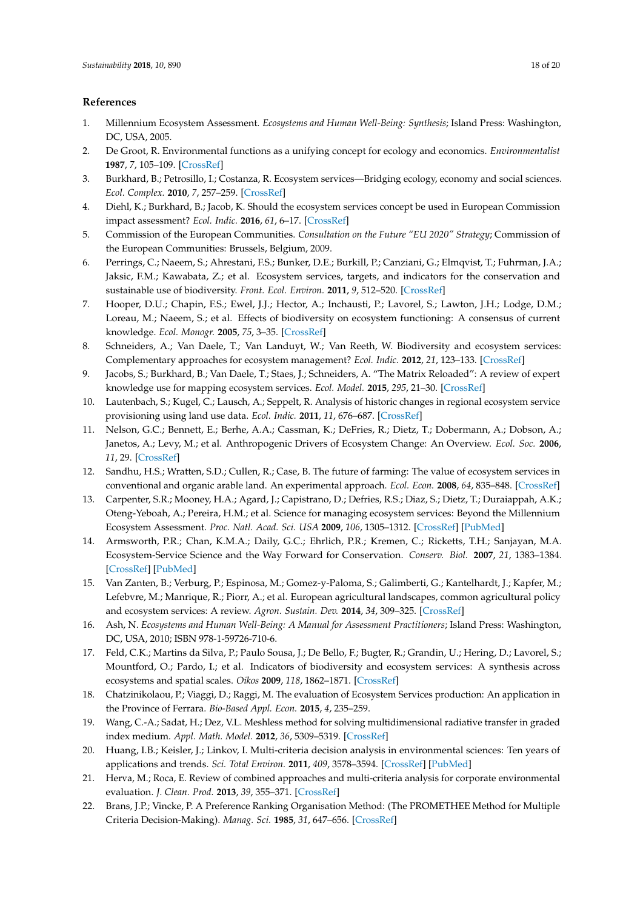## References

1. Millennium Ecosystem Assessment. *Ecosystems and Human Well-Being: Synthesis*; Island Press: Washington, DC, USA, 2005.
2. De Groot, R. Environmental functions as a unifying concept for ecology and economics. *Environmentalist* **1987**, *7*, 105–109. [CrossRef]
3. Burkhard, B.; Petrosillo, I.; Costanza, R. Ecosystem services—Bridging ecology, economy and social sciences. *Ecol. Complex.* **2010**, *7*, 257–259. [CrossRef]
4. Diehl, K.; Burkhard, B.; Jacob, K. Should the ecosystem services concept be used in European Commission impact assessment? *Ecol. Indic.* **2016**, *61*, 6–17. [CrossRef]
5. Commission of the European Communities. *Consultation on the Future "EU 2020" Strategy*; Commission of the European Communities: Brussels, Belgium, 2009.
6. Perrings, C.; Naeem, S.; Ahrestani, F.S.; Bunker, D.E.; Burkill, P.; Canziani, G.; Elmqvist, T.; Fuhrman, J.A.; Jaksic, F.M.; Kawabata, Z.; et al. Ecosystem services, targets, and indicators for the conservation and sustainable use of biodiversity. *Front. Ecol. Environ.* **2011**, *9*, 512–520. [CrossRef]
7. Hooper, D.U.; Chapin, F.S.; Ewel, J.J.; Hector, A.; Inchausti, P.; Lavorel, S.; Lawton, J.H.; Lodge, D.M.; Loreau, M.; Naeem, S.; et al. Effects of biodiversity on ecosystem functioning: A consensus of current knowledge. *Ecol. Monogr.* **2005**, *75*, 3–35. [CrossRef]
8. Schneiders, A.; Van Daele, T.; Van Landuyt, W.; Van Reeth, W. Biodiversity and ecosystem services: Complementary approaches for ecosystem management? *Ecol. Indic.* **2012**, *21*, 123–133. [CrossRef]
9. Jacobs, S.; Burkhard, B.; Van Daele, T.; Staes, J.; Schneiders, A. "The Matrix Reloaded": A review of expert knowledge use for mapping ecosystem services. *Ecol. Model.* **2015**, *295*, 21–30. [CrossRef]
10. Lautenbach, S.; Kugel, C.; Lausch, A.; Seppelt, R. Analysis of historic changes in regional ecosystem service provisioning using land use data. *Ecol. Indic.* **2011**, *11*, 676–687. [CrossRef]
11. Nelson, G.C.; Bennett, E.; Berhe, A.A.; Cassman, K.; DeFries, R.; Dietz, T.; Dobermann, A.; Dobson, A.; Janetos, A.; Levy, M.; et al. Anthropogenic Drivers of Ecosystem Change: An Overview. *Ecol. Soc.* **2006**, *11*, 29. [CrossRef]
12. Sandhu, H.S.; Wratten, S.D.; Cullen, R.; Case, B. The future of farming: The value of ecosystem services in conventional and organic arable land. An experimental approach. *Ecol. Econ.* **2008**, *64*, 835–848. [CrossRef]
13. Carpenter, S.R.; Mooney, H.A.; Agard, J.; Capistrano, D.; Defries, R.S.; Diaz, S.; Dietz, T.; Duraiappah, A.K.; Oteng-Yeboah, A.; Pereira, H.M.; et al. Science for managing ecosystem services: Beyond the Millennium Ecosystem Assessment. *Proc. Natl. Acad. Sci. USA* **2009**, *106*, 1305–1312. [CrossRef] [PubMed]
14. Armsworth, P.R.; Chan, K.M.A.; Daily, G.C.; Ehrlich, P.R.; Kremen, C.; Ricketts, T.H.; Sanjayan, M.A. Ecosystem-Service Science and the Way Forward for Conservation. *Conserv. Biol.* **2007**, *21*, 1383–1384. [CrossRef] [PubMed]
15. Van Zanten, B.; Verburg, P.; Espinosa, M.; Gomez-y-Paloma, S.; Galimberti, G.; Kantelhardt, J.; Kapfer, M.; Lefebvre, M.; Manrique, R.; Piorr, A.; et al. European agricultural landscapes, common agricultural policy and ecosystem services: A review. *Agron. Sustain. Dev.* **2014**, *34*, 309–325. [CrossRef]
16. Ash, N. *Ecosystems and Human Well-Being: A Manual for Assessment Practitioners*; Island Press: Washington, DC, USA, 2010; ISBN 978-1-59726-710-6.
17. Feld, C.K.; Martins da Silva, P.; Paulo Sousa, J.; De Bello, F.; Bugter, R.; Grandin, U.; Hering, D.; Lavorel, S.; Mountford, O.; Pardo, I.; et al. Indicators of biodiversity and ecosystem services: A synthesis across ecosystems and spatial scales. *Oikos* **2009**, *118*, 1862–1871. [CrossRef]
18. Chatzinikolaou, P.; Viaggi, D.; Raggi, M. The evaluation of Ecosystem Services production: An application in the Province of Ferrara. *Bio-Based Appl. Econ.* **2015**, *4*, 235–259.
19. Wang, C.-A.; Sadat, H.; Dez, V.L. Meshless method for solving multidimensional radiative transfer in graded index medium. *Appl. Math. Model.* **2012**, *36*, 5309–5319. [CrossRef]
20. Huang, I.B.; Keisler, J.; Linkov, I. Multi-criteria decision analysis in environmental sciences: Ten years of applications and trends. *Sci. Total Environ.* **2011**, *409*, 3578–3594. [CrossRef] [PubMed]
21. Herva, M.; Roca, E. Review of combined approaches and multi-criteria analysis for corporate environmental evaluation. *J. Clean. Prod.* **2013**, *39*, 355–371. [CrossRef]
22. Brans, J.P.; Vincke, P. A Preference Ranking Organisation Method: (The PROMETHEE Method for Multiple Criteria Decision-Making). *Manag. Sci.* **1985**, *31*, 647–656. [CrossRef]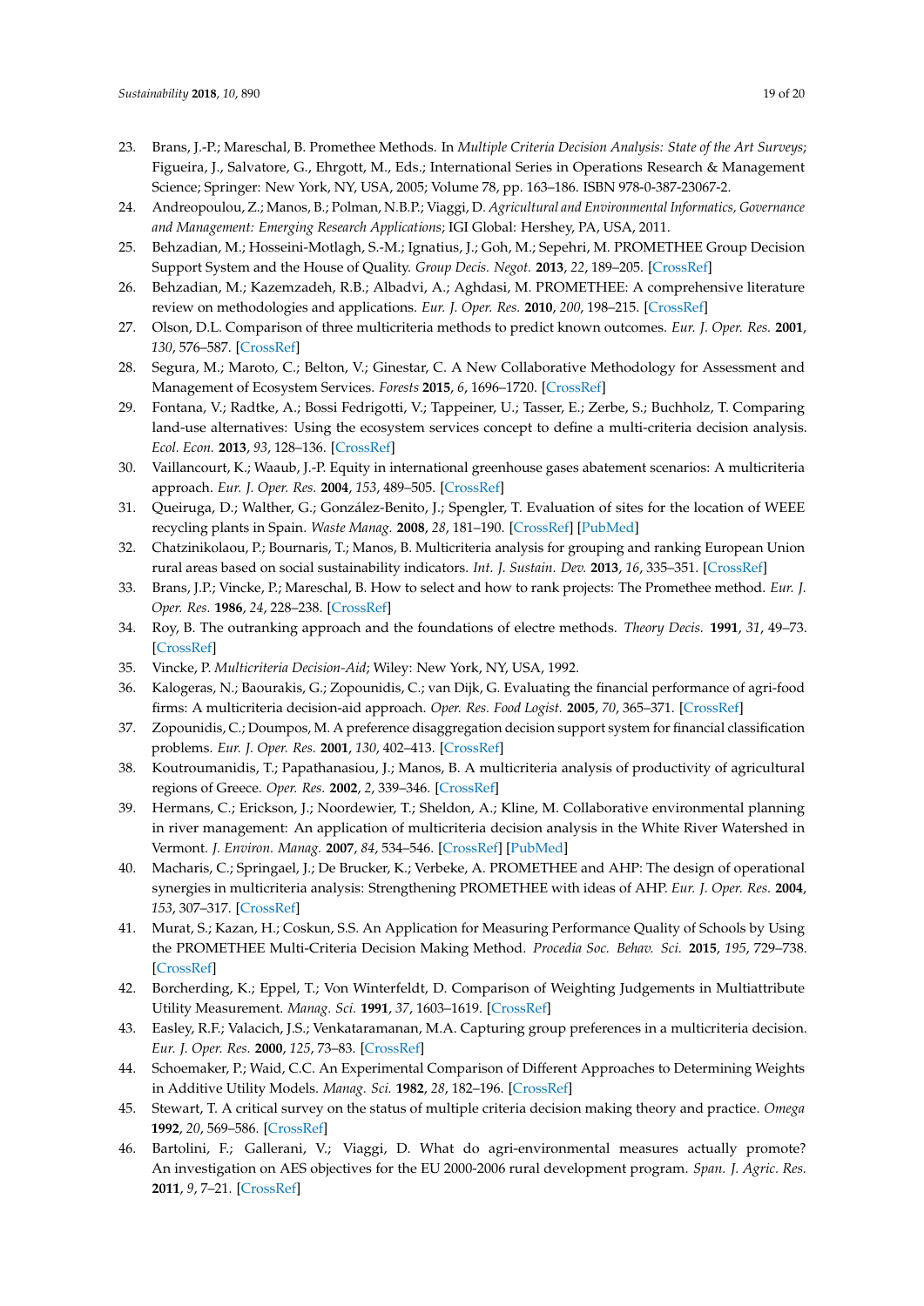23. Brans, J.-P.; Mareschal, B. Promethee Methods. In *Multiple Criteria Decision Analysis: State of the Art Surveys*; Figueira, J., Salvatore, G., Ehrgott, M., Eds.; International Series in Operations Research & Management Science; Springer: New York, NY, USA, 2005; Volume 78, pp. 163–186. ISBN 978-0-387-23067-2.
24. Andreopoulou, Z.; Manos, B.; Polman, N.B.P.; Viaggi, D. *Agricultural and Environmental Informatics, Governance and Management: Emerging Research Applications*; IGI Global: Hershey, PA, USA, 2011.
25. Behzadian, M.; Hosseini-Motlagh, S.-M.; Ignatius, J.; Goh, M.; Sepehri, M. PROMETHEE Group Decision Support System and the House of Quality. *Group Decis. Negot.* **2013**, *22*, 189–205. [CrossRef]
26. Behzadian, M.; Kazemzadeh, R.B.; Albadvi, A.; Aghdasi, M. PROMETHEE: A comprehensive literature review on methodologies and applications. *Eur. J. Oper. Res.* **2010**, *200*, 198–215. [CrossRef]
27. Olson, D.L. Comparison of three multicriteria methods to predict known outcomes. *Eur. J. Oper. Res.* **2001**, *130*, 576–587. [CrossRef]
28. Segura, M.; Maroto, C.; Belton, V.; Ginestar, C. A New Collaborative Methodology for Assessment and Management of Ecosystem Services. *Forests* **2015**, *6*, 1696–1720. [CrossRef]
29. Fontana, V.; Radtke, A.; Bossi Fedrigotti, V.; Tappeiner, U.; Tasser, E.; Zerbe, S.; Buchholz, T. Comparing land-use alternatives: Using the ecosystem services concept to define a multi-criteria decision analysis. *Ecol. Econ.* **2013**, *93*, 128–136. [CrossRef]
30. Vaillancourt, K.; Waaub, J.-P. Equity in international greenhouse gases abatement scenarios: A multicriteria approach. *Eur. J. Oper. Res.* **2004**, *153*, 489–505. [CrossRef]
31. Queiruga, D.; Walther, G.; González-Benito, J.; Spengler, T. Evaluation of sites for the location of WEEE recycling plants in Spain. *Waste Manag.* **2008**, *28*, 181–190. [CrossRef] [PubMed]
32. Chatzinikolaou, P.; Bournaris, T.; Manos, B. Multicriteria analysis for grouping and ranking European Union rural areas based on social sustainability indicators. *Int. J. Sustain. Dev.* **2013**, *16*, 335–351. [CrossRef]
33. Brans, J.P.; Vincke, P.; Mareschal, B. How to select and how to rank projects: The Promethee method. *Eur. J. Oper. Res.* **1986**, *24*, 228–238. [CrossRef]
34. Roy, B. The outranking approach and the foundations of electre methods. *Theory Decis.* **1991**, *31*, 49–73. [CrossRef]
35. Vincke, P. *Multicriteria Decision-Aid*; Wiley: New York, NY, USA, 1992.
36. Kalogeras, N.; Baourakis, G.; Zopounidis, C.; van Dijk, G. Evaluating the financial performance of agri-food firms: A multicriteria decision-aid approach. *Oper. Res. Food Logist.* **2005**, *70*, 365–371. [CrossRef]
37. Zopounidis, C.; Doumpos, M. A preference disaggregation decision support system for financial classification problems. *Eur. J. Oper. Res.* **2001**, *130*, 402–413. [CrossRef]
38. Koutroumanidis, T.; Papathanasiou, J.; Manos, B. A multicriteria analysis of productivity of agricultural regions of Greece. *Oper. Res.* **2002**, *2*, 339–346. [CrossRef]
39. Hermans, C.; Erickson, J.; Noordewier, T.; Sheldon, A.; Kline, M. Collaborative environmental planning in river management: An application of multicriteria decision analysis in the White River Watershed in Vermont. *J. Environ. Manag.* **2007**, *84*, 534–546. [CrossRef] [PubMed]
40. Macharis, C.; Springael, J.; De Brucker, K.; Verbeke, A. PROMETHEE and AHP: The design of operational synergies in multicriteria analysis: Strengthening PROMETHEE with ideas of AHP. *Eur. J. Oper. Res.* **2004**, *153*, 307–317. [CrossRef]
41. Murat, S.; Kazan, H.; Coskun, S.S. An Application for Measuring Performance Quality of Schools by Using the PROMETHEE Multi-Criteria Decision Making Method. *Procedia Soc. Behav. Sci.* **2015**, *195*, 729–738. [CrossRef]
42. Borcherding, K.; Eppel, T.; Von Winterfeldt, D. Comparison of Weighting Judgements in Multiattribute Utility Measurement. *Manag. Sci.* **1991**, *37*, 1603–1619. [CrossRef]
43. Easley, R.F.; Valacich, J.S.; Venkataramanan, M.A. Capturing group preferences in a multicriteria decision. *Eur. J. Oper. Res.* **2000**, *125*, 73–83. [CrossRef]
44. Schoemaker, P.; Waid, C.C. An Experimental Comparison of Different Approaches to Determining Weights in Additive Utility Models. *Manag. Sci.* **1982**, *28*, 182–196. [CrossRef]
45. Stewart, T. A critical survey on the status of multiple criteria decision making theory and practice. *Omega* **1992**, *20*, 569–586. [CrossRef]
46. Bartolini, F.; Gallerani, V.; Viaggi, D. What do agri-environmental measures actually promote? An investigation on AES objectives for the EU 2000-2006 rural development program. *Span. J. Agric. Res.* **2011**, *9*, 7–21. [CrossRef]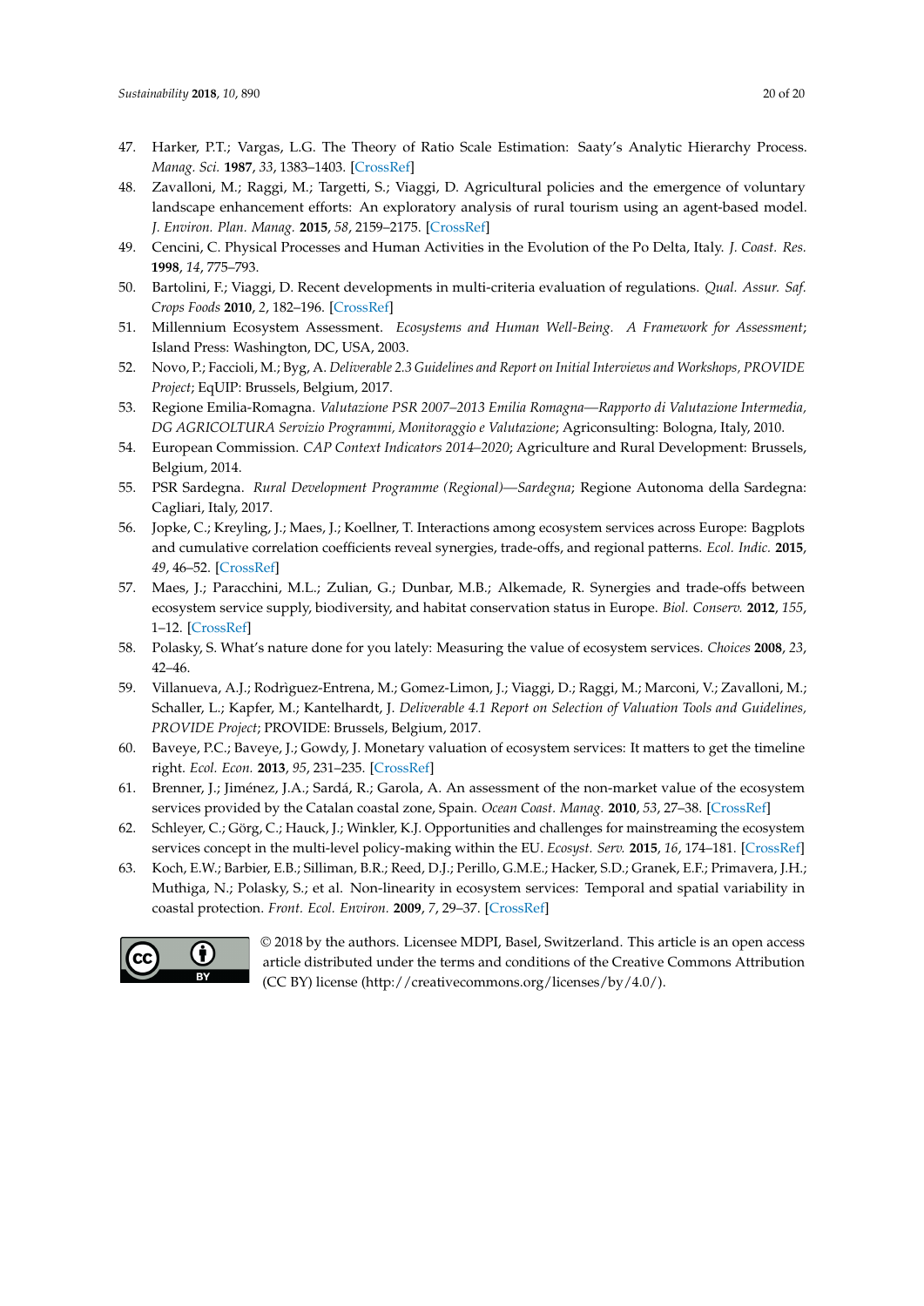47. Harker, P.T.; Vargas, L.G. The Theory of Ratio Scale Estimation: Saaty's Analytic Hierarchy Process. *Manag. Sci.* **1987**, *33*, 1383–1403. [CrossRef]
48. Zavalloni, M.; Raggi, M.; Targetti, S.; Viaggi, D. Agricultural policies and the emergence of voluntary landscape enhancement efforts: An exploratory analysis of rural tourism using an agent-based model. *J. Environ. Plan. Manag.* **2015**, *58*, 2159–2175. [CrossRef]
49. Cencini, C. Physical Processes and Human Activities in the Evolution of the Po Delta, Italy. *J. Coast. Res.* **1998**, *14*, 775–793.
50. Bartolini, F.; Viaggi, D. Recent developments in multi-criteria evaluation of regulations. *Qual. Assur. Saf. Crops Foods* **2010**, *2*, 182–196. [CrossRef]
51. Millennium Ecosystem Assessment. *Ecosystems and Human Well-Being. A Framework for Assessment*; Island Press: Washington, DC, USA, 2003.
52. Novo, P.; Faccioli, M.; Byg, A. *Deliverable 2.3 Guidelines and Report on Initial Interviews and Workshops, PROVIDE Project*; EqUIP: Brussels, Belgium, 2017.
53. Regione Emilia-Romagna. *Valutazione PSR 2007–2013 Emilia Romagna—Rapporto di Valutazione Intermedia, DG AGRICOLTURA Servizio Programmi, Monitoraggio e Valutazione*; Agriconsulting: Bologna, Italy, 2010.
54. European Commission. *CAP Context Indicators 2014–2020*; Agriculture and Rural Development: Brussels, Belgium, 2014.
55. PSR Sardegna. *Rural Development Programme (Regional)—Sardegna*; Regione Autonoma della Sardegna: Cagliari, Italy, 2017.
56. Jopke, C.; Kreyling, J.; Maes, J.; Koellner, T. Interactions among ecosystem services across Europe: Bagplots and cumulative correlation coefficients reveal synergies, trade-offs, and regional patterns. *Ecol. Indic.* **2015**, *49*, 46–52. [CrossRef]
57. Maes, J.; Paracchini, M.L.; Zulian, G.; Dunbar, M.B.; Alkemade, R. Synergies and trade-offs between ecosystem service supply, biodiversity, and habitat conservation status in Europe. *Biol. Conserv.* **2012**, *155*, 1–12. [CrossRef]
58. Polasky, S. What's nature done for you lately: Measuring the value of ecosystem services. *Choices* **2008**, *23*, 42–46.
59. Villanueva, A.J.; Rodrìguez-Entrena, M.; Gomez-Limon, J.; Viaggi, D.; Raggi, M.; Marconi, V.; Zavalloni, M.; Schaller, L.; Kapfer, M.; Kantelhardt, J. *Deliverable 4.1 Report on Selection of Valuation Tools and Guidelines, PROVIDE Project*; PROVIDE: Brussels, Belgium, 2017.
60. Baveye, P.C.; Baveye, J.; Gowdy, J. Monetary valuation of ecosystem services: It matters to get the timeline right. *Ecol. Econ.* **2013**, *95*, 231–235. [CrossRef]
61. Brenner, J.; Jiménez, J.A.; Sardá, R.; Garola, A. An assessment of the non-market value of the ecosystem services provided by the Catalan coastal zone, Spain. *Ocean Coast. Manag.* **2010**, *53*, 27–38. [CrossRef]
62. Schleyer, C.; Görg, C.; Hauck, J.; Winkler, K.J. Opportunities and challenges for mainstreaming the ecosystem services concept in the multi-level policy-making within the EU. *Ecosyst. Serv.* **2015**, *16*, 174–181. [CrossRef]
63. Koch, E.W.; Barbier, E.B.; Silliman, B.R.; Reed, D.J.; Perillo, G.M.E.; Hacker, S.D.; Granek, E.F.; Primavera, J.H.; Muthiga, N.; Polasky, S.; et al. Non-linearity in ecosystem services: Temporal and spatial variability in coastal protection. *Front. Ecol. Environ.* **2009**, *7*, 29–37. [CrossRef]

© 2018 by the authors. Licensee MDPI, Basel, Switzerland. This article is an open access article distributed under the terms and conditions of the Creative Commons Attribution (CC BY) license (http://creativecommons.org/licenses/by/4.0/).